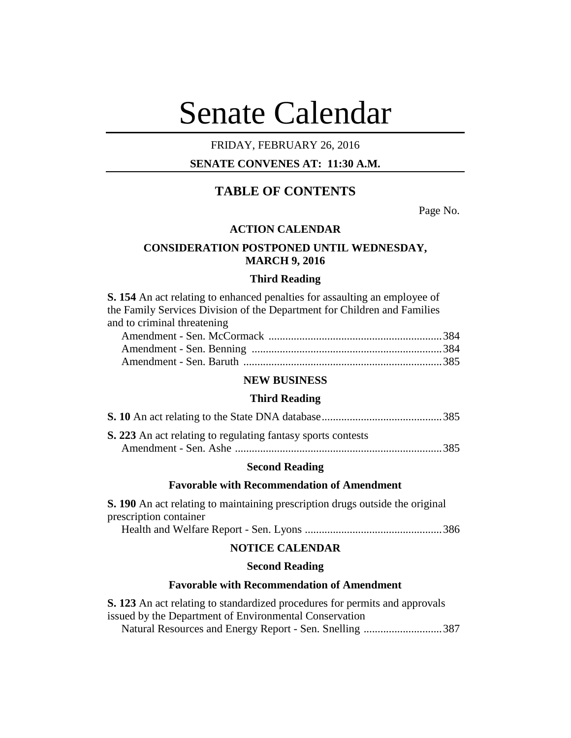# Senate Calendar

FRIDAY, FEBRUARY 26, 2016

**SENATE CONVENES AT: 11:30 A.M.**

## TABLE OF CONTENTS

Page No.

### ACTION CALENDAR

### CONSIDERATION POSTPONED UNTIL WEDNESDAY, MARCH 9, 2016

#### Third Reading

**S. 154** An act relating to enhanced penalties for assaulting an employee of the Family Services Division of the Department for Children and Families and to criminal threatening

Amendment - Sen. McCormack ........................................................... 384
Amendment - Sen. Benning ................................................................ 384
Amendment - Sen. Baruth .................................................................. 385

### NEW BUSINESS

#### Third Reading

**S. 10** An act relating to the State DNA database ........................................ 385

**S. 223** An act relating to regulating fantasy sports contests
Amendment - Sen. Ashe ..................................................................... 385

#### Second Reading

#### Favorable with Recommendation of Amendment

**S. 190** An act relating to maintaining prescription drugs outside the original prescription container
Health and Welfare Report - Sen. Lyons .............................................. 386

### NOTICE CALENDAR

#### Second Reading

#### Favorable with Recommendation of Amendment

**S. 123** An act relating to standardized procedures for permits and approvals issued by the Department of Environmental Conservation
Natural Resources and Energy Report - Sen. Snelling ............................ 387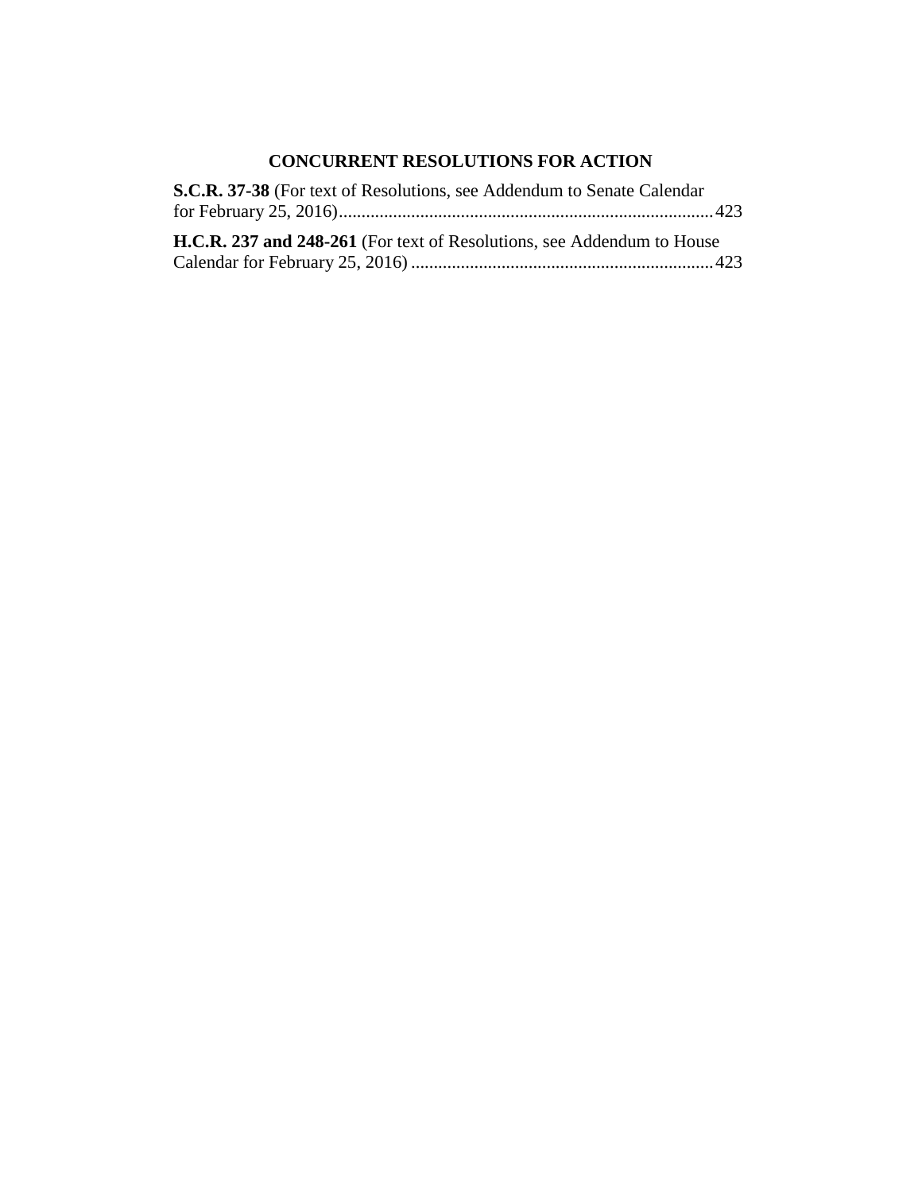## CONCURRENT RESOLUTIONS FOR ACTION

**S.C.R. 37-38** (For text of Resolutions, see Addendum to Senate Calendar for February 25, 2016).................................................................................. 423

**H.C.R. 237 and 248-261** (For text of Resolutions, see Addendum to House Calendar for February 25, 2016) .................................................................. 423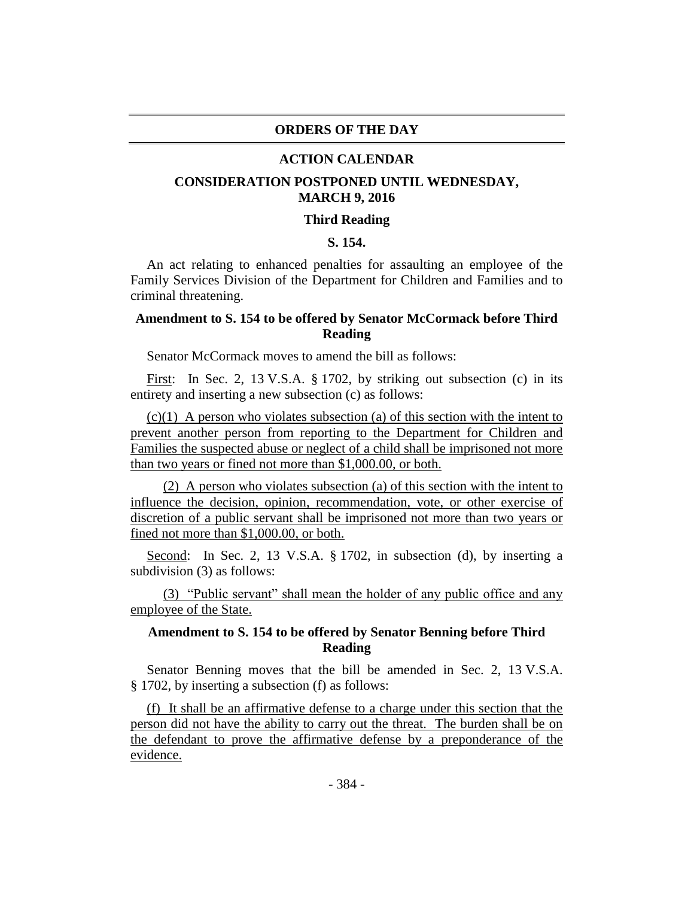# ORDERS OF THE DAY

## ACTION CALENDAR

### CONSIDERATION POSTPONED UNTIL WEDNESDAY, MARCH 9, 2016

#### Third Reading

**S. 154.**

An act relating to enhanced penalties for assaulting an employee of the Family Services Division of the Department for Children and Families and to criminal threatening.

**Amendment to S. 154 to be offered by Senator McCormack before Third Reading**

Senator McCormack moves to amend the bill as follows:

First: In Sec. 2, 13 V.S.A. § 1702, by striking out subsection (c) in its entirety and inserting a new subsection (c) as follows:

(c)(1) A person who violates subsection (a) of this section with the intent to prevent another person from reporting to the Department for Children and Families the suspected abuse or neglect of a child shall be imprisoned not more than two years or fined not more than $1,000.00, or both.

(2) A person who violates subsection (a) of this section with the intent to influence the decision, opinion, recommendation, vote, or other exercise of discretion of a public servant shall be imprisoned not more than two years or fined not more than $1,000.00, or both.

Second: In Sec. 2, 13 V.S.A. § 1702, in subsection (d), by inserting a subdivision (3) as follows:

(3) "Public servant" shall mean the holder of any public office and any employee of the State.

**Amendment to S. 154 to be offered by Senator Benning before Third Reading**

Senator Benning moves that the bill be amended in Sec. 2, 13 V.S.A. § 1702, by inserting a subsection (f) as follows:

(f) It shall be an affirmative defense to a charge under this section that the person did not have the ability to carry out the threat. The burden shall be on the defendant to prove the affirmative defense by a preponderance of the evidence.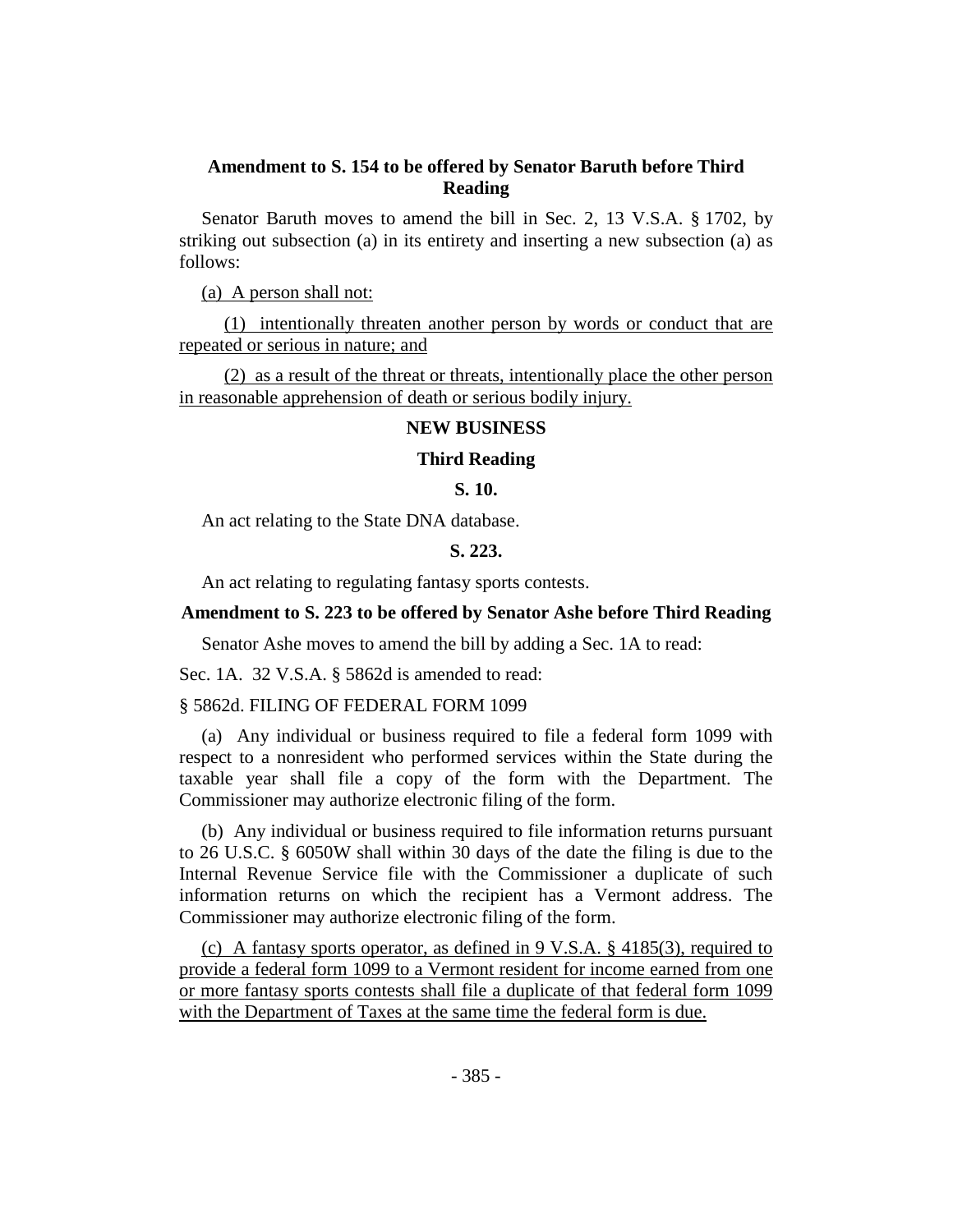**Amendment to S. 154 to be offered by Senator Baruth before Third Reading**

Senator Baruth moves to amend the bill in Sec. 2, 13 V.S.A. § 1702, by striking out subsection (a) in its entirety and inserting a new subsection (a) as follows:

<u>(a) A person shall not:</u>

<u>(1) intentionally threaten another person by words or conduct that are repeated or serious in nature; and</u>

<u>(2) as a result of the threat or threats, intentionally place the other person in reasonable apprehension of death or serious bodily injury.</u>

**NEW BUSINESS**

**Third Reading**

**S. 10.**

An act relating to the State DNA database.

**S. 223.**

An act relating to regulating fantasy sports contests.

**Amendment to S. 223 to be offered by Senator Ashe before Third Reading**

Senator Ashe moves to amend the bill by adding a Sec. 1A to read:

Sec. 1A. 32 V.S.A. § 5862d is amended to read:

§ 5862d. FILING OF FEDERAL FORM 1099

(a) Any individual or business required to file a federal form 1099 with respect to a nonresident who performed services within the State during the taxable year shall file a copy of the form with the Department. The Commissioner may authorize electronic filing of the form.

(b) Any individual or business required to file information returns pursuant to 26 U.S.C. § 6050W shall within 30 days of the date the filing is due to the Internal Revenue Service file with the Commissioner a duplicate of such information returns on which the recipient has a Vermont address. The Commissioner may authorize electronic filing of the form.

<u>(c) A fantasy sports operator, as defined in 9 V.S.A. § 4185(3), required to provide a federal form 1099 to a Vermont resident for income earned from one or more fantasy sports contests shall file a duplicate of that federal form 1099 with the Department of Taxes at the same time the federal form is due.</u>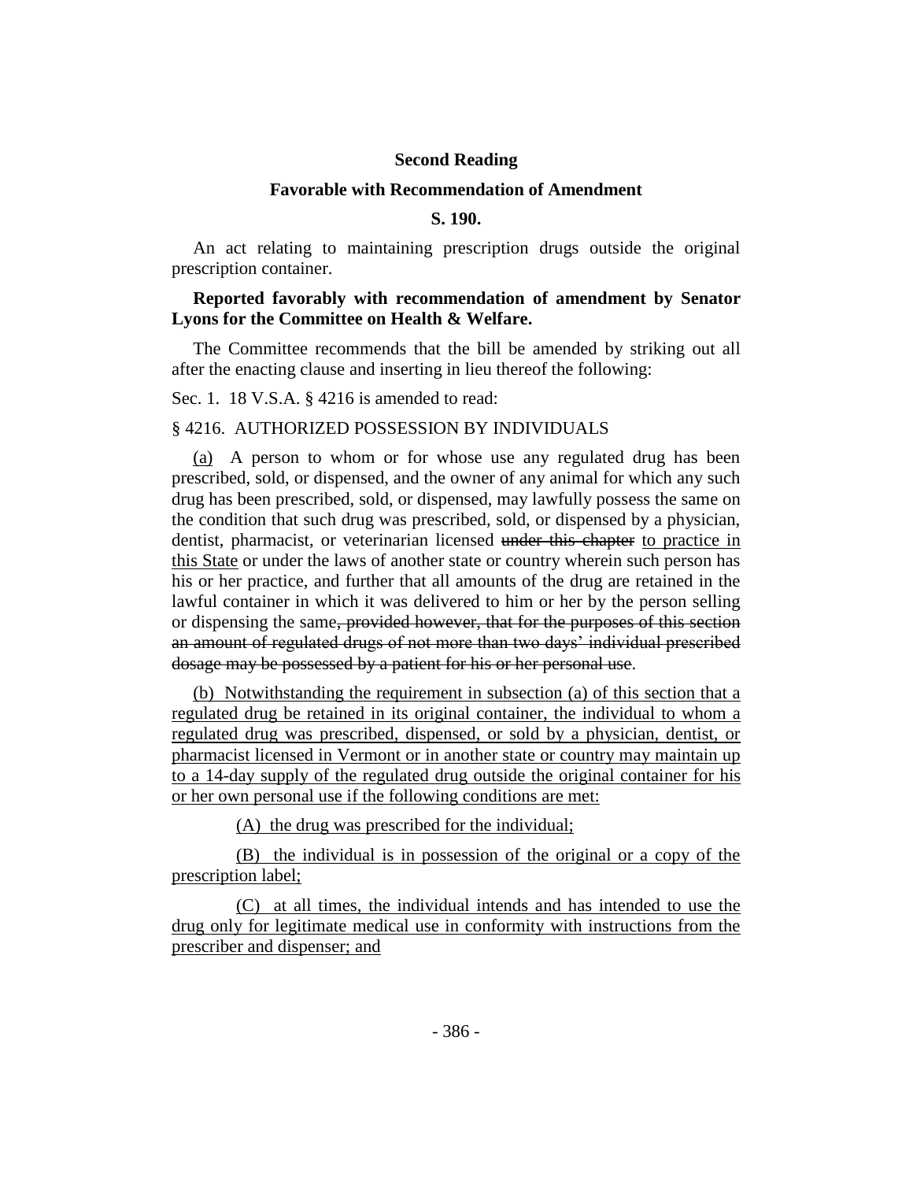**Second Reading**

**Favorable with Recommendation of Amendment**

**S. 190.**

An act relating to maintaining prescription drugs outside the original prescription container.

**Reported favorably with recommendation of amendment by Senator Lyons for the Committee on Health & Welfare.**

The Committee recommends that the bill be amended by striking out all after the enacting clause and inserting in lieu thereof the following:

Sec. 1. 18 V.S.A. § 4216 is amended to read:

§ 4216. AUTHORIZED POSSESSION BY INDIVIDUALS

<u>(a)</u> A person to whom or for whose use any regulated drug has been prescribed, sold, or dispensed, and the owner of any animal for which any such drug has been prescribed, sold, or dispensed, may lawfully possess the same on the condition that such drug was prescribed, sold, or dispensed by a physician, dentist, pharmacist, or veterinarian licensed ~~under this chapter~~ <u>to practice in this State</u> or under the laws of another state or country wherein such person has his or her practice, and further that all amounts of the drug are retained in the lawful container in which it was delivered to him or her by the person selling or dispensing the same~~, provided however, that for the purposes of this section an amount of regulated drugs of not more than two days' individual prescribed dosage may be possessed by a patient for his or her personal use~~.

<u>(b) Notwithstanding the requirement in subsection (a) of this section that a regulated drug be retained in its original container, the individual to whom a regulated drug was prescribed, dispensed, or sold by a physician, dentist, or pharmacist licensed in Vermont or in another state or country may maintain up to a 14-day supply of the regulated drug outside the original container for his or her own personal use if the following conditions are met:</u>

<u>(A) the drug was prescribed for the individual;</u>

<u>(B) the individual is in possession of the original or a copy of the prescription label;</u>

<u>(C) at all times, the individual intends and has intended to use the drug only for legitimate medical use in conformity with instructions from the prescriber and dispenser; and</u>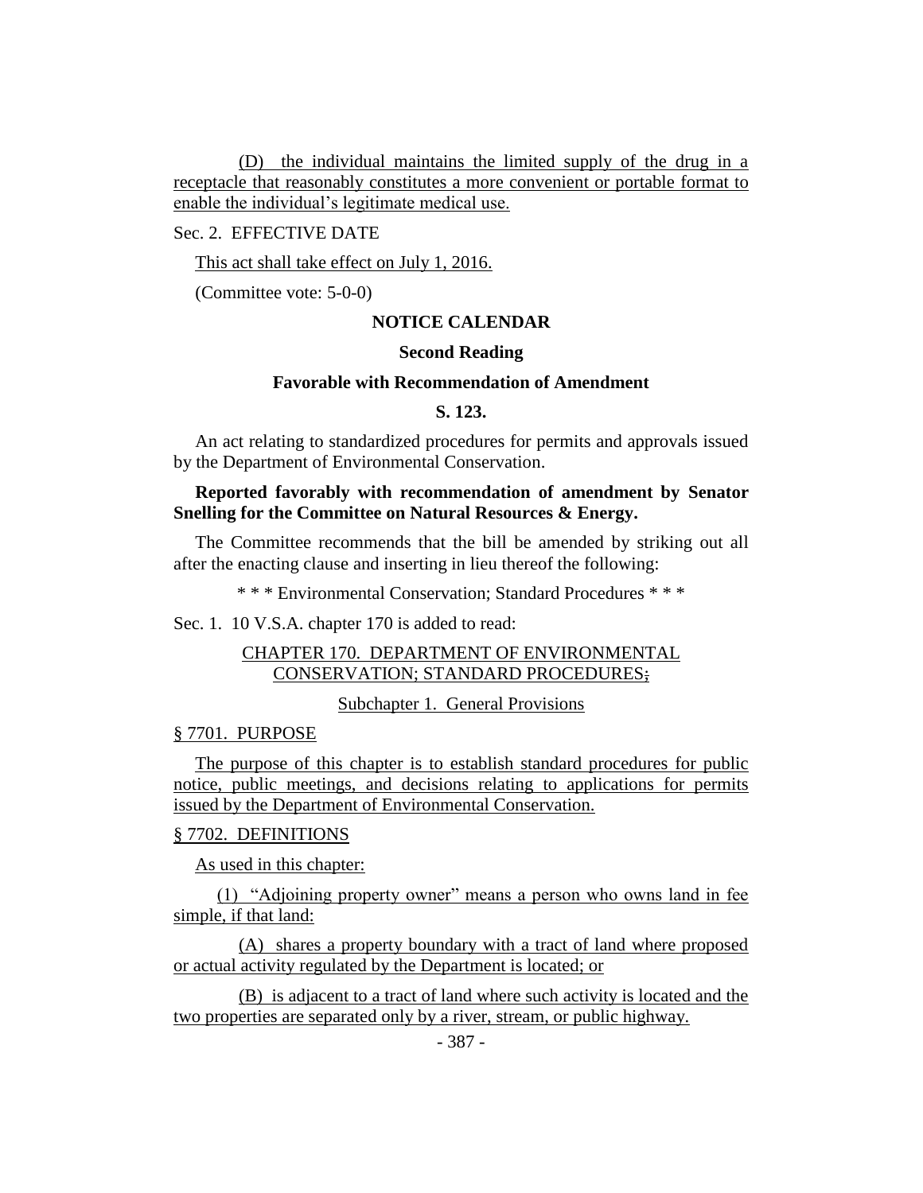(D) the individual maintains the limited supply of the drug in a receptacle that reasonably constitutes a more convenient or portable format to enable the individual's legitimate medical use.

Sec. 2. EFFECTIVE DATE

This act shall take effect on July 1, 2016.

(Committee vote: 5-0-0)

## NOTICE CALENDAR

### Second Reading

### Favorable with Recommendation of Amendment

### S. 123.

An act relating to standardized procedures for permits and approvals issued by the Department of Environmental Conservation.

**Reported favorably with recommendation of amendment by Senator Snelling for the Committee on Natural Resources & Energy.**

The Committee recommends that the bill be amended by striking out all after the enacting clause and inserting in lieu thereof the following:

* * * Environmental Conservation; Standard Procedures * * *

Sec. 1. 10 V.S.A. chapter 170 is added to read:

CHAPTER 170. DEPARTMENT OF ENVIRONMENTAL CONSERVATION; STANDARD PROCEDURES~~;~~

Subchapter 1. General Provisions

§ 7701. PURPOSE

The purpose of this chapter is to establish standard procedures for public notice, public meetings, and decisions relating to applications for permits issued by the Department of Environmental Conservation.

§ 7702. DEFINITIONS

As used in this chapter:

(1) "Adjoining property owner" means a person who owns land in fee simple, if that land:

(A) shares a property boundary with a tract of land where proposed or actual activity regulated by the Department is located; or

(B) is adjacent to a tract of land where such activity is located and the two properties are separated only by a river, stream, or public highway.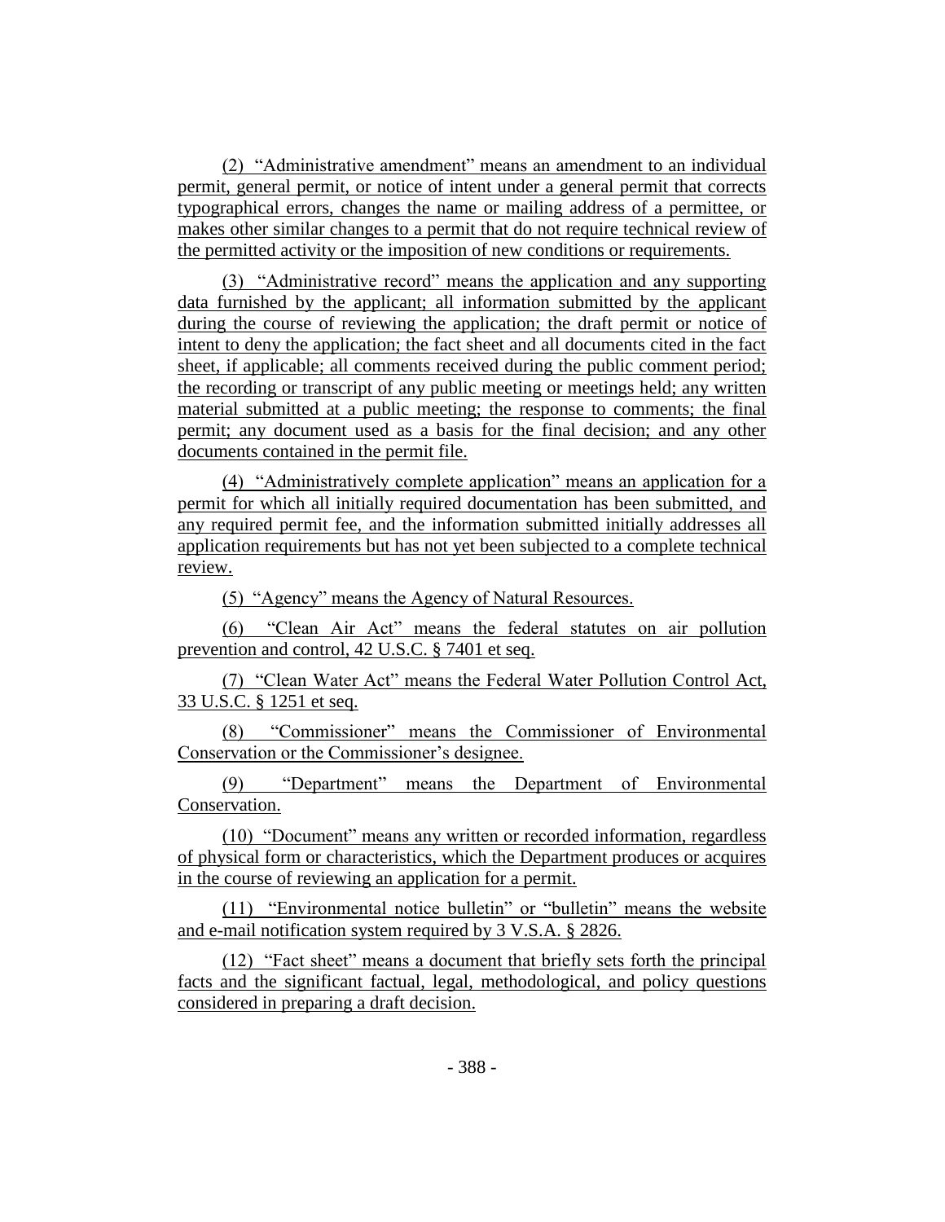(2) "Administrative amendment" means an amendment to an individual permit, general permit, or notice of intent under a general permit that corrects typographical errors, changes the name or mailing address of a permittee, or makes other similar changes to a permit that do not require technical review of the permitted activity or the imposition of new conditions or requirements.

(3) "Administrative record" means the application and any supporting data furnished by the applicant; all information submitted by the applicant during the course of reviewing the application; the draft permit or notice of intent to deny the application; the fact sheet and all documents cited in the fact sheet, if applicable; all comments received during the public comment period; the recording or transcript of any public meeting or meetings held; any written material submitted at a public meeting; the response to comments; the final permit; any document used as a basis for the final decision; and any other documents contained in the permit file.

(4) "Administratively complete application" means an application for a permit for which all initially required documentation has been submitted, and any required permit fee, and the information submitted initially addresses all application requirements but has not yet been subjected to a complete technical review.

(5) "Agency" means the Agency of Natural Resources.

(6) "Clean Air Act" means the federal statutes on air pollution prevention and control, 42 U.S.C. § 7401 et seq.

(7) "Clean Water Act" means the Federal Water Pollution Control Act, 33 U.S.C. § 1251 et seq.

(8) "Commissioner" means the Commissioner of Environmental Conservation or the Commissioner's designee.

(9) "Department" means the Department of Environmental Conservation.

(10) "Document" means any written or recorded information, regardless of physical form or characteristics, which the Department produces or acquires in the course of reviewing an application for a permit.

(11) "Environmental notice bulletin" or "bulletin" means the website and e-mail notification system required by 3 V.S.A. § 2826.

(12) "Fact sheet" means a document that briefly sets forth the principal facts and the significant factual, legal, methodological, and policy questions considered in preparing a draft decision.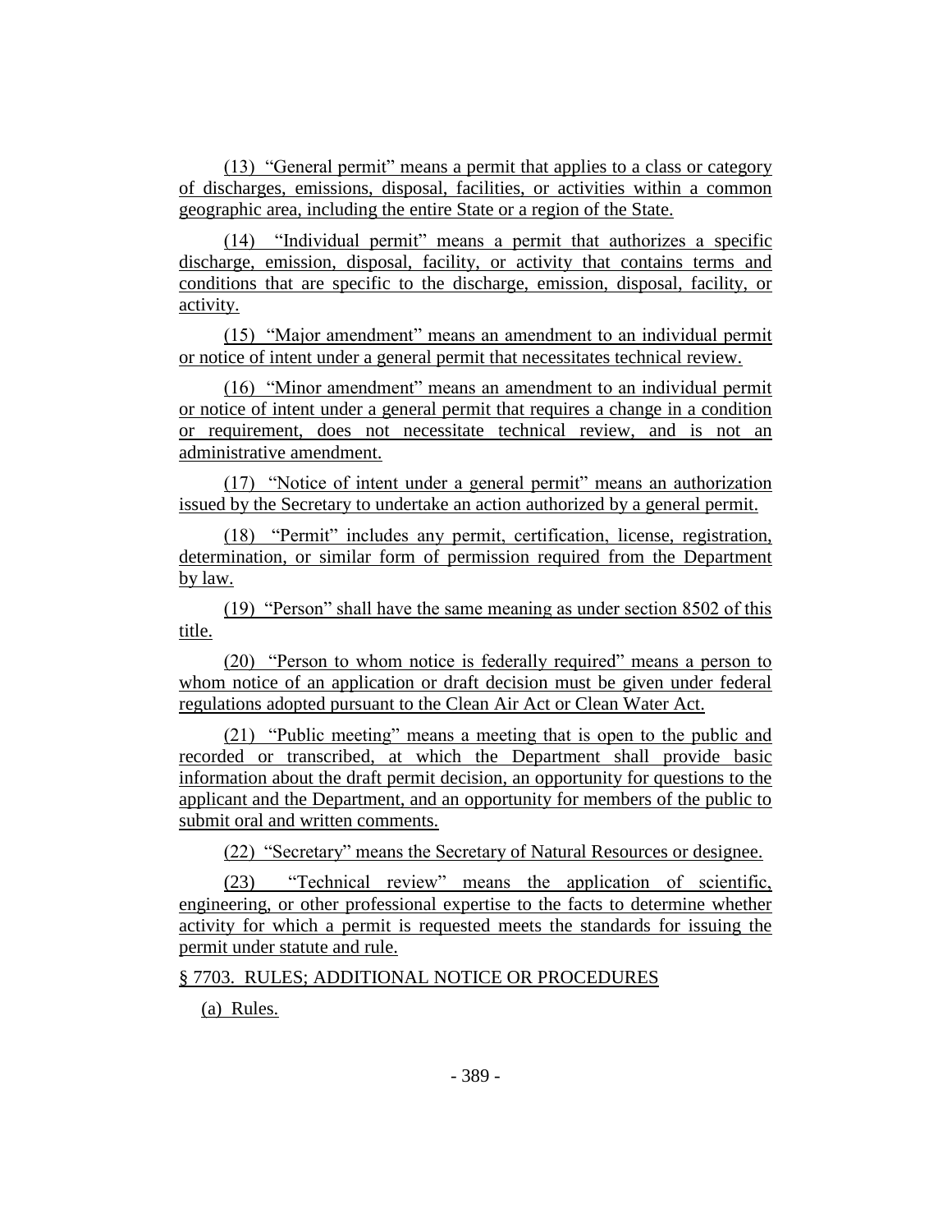(13) "General permit" means a permit that applies to a class or category of discharges, emissions, disposal, facilities, or activities within a common geographic area, including the entire State or a region of the State.

(14) "Individual permit" means a permit that authorizes a specific discharge, emission, disposal, facility, or activity that contains terms and conditions that are specific to the discharge, emission, disposal, facility, or activity.

(15) "Major amendment" means an amendment to an individual permit or notice of intent under a general permit that necessitates technical review.

(16) "Minor amendment" means an amendment to an individual permit or notice of intent under a general permit that requires a change in a condition or requirement, does not necessitate technical review, and is not an administrative amendment.

(17) "Notice of intent under a general permit" means an authorization issued by the Secretary to undertake an action authorized by a general permit.

(18) "Permit" includes any permit, certification, license, registration, determination, or similar form of permission required from the Department by law.

(19) "Person" shall have the same meaning as under section 8502 of this title.

(20) "Person to whom notice is federally required" means a person to whom notice of an application or draft decision must be given under federal regulations adopted pursuant to the Clean Air Act or Clean Water Act.

(21) "Public meeting" means a meeting that is open to the public and recorded or transcribed, at which the Department shall provide basic information about the draft permit decision, an opportunity for questions to the applicant and the Department, and an opportunity for members of the public to submit oral and written comments.

(22) "Secretary" means the Secretary of Natural Resources or designee.

(23) "Technical review" means the application of scientific, engineering, or other professional expertise to the facts to determine whether activity for which a permit is requested meets the standards for issuing the permit under statute and rule.

§ 7703. RULES; ADDITIONAL NOTICE OR PROCEDURES

(a) Rules.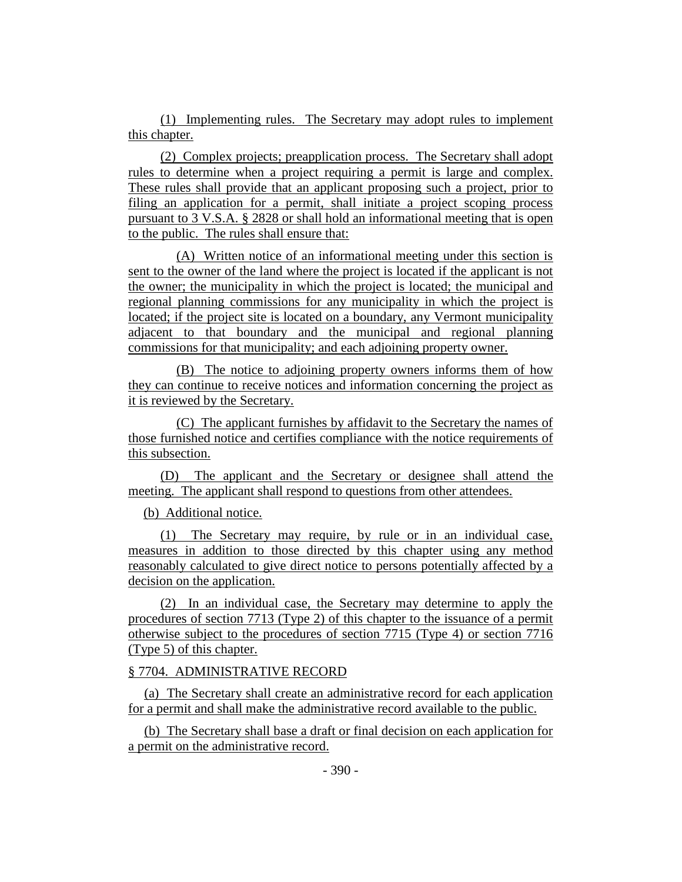(1) Implementing rules. The Secretary may adopt rules to implement this chapter.

(2) Complex projects; preapplication process. The Secretary shall adopt rules to determine when a project requiring a permit is large and complex. These rules shall provide that an applicant proposing such a project, prior to filing an application for a permit, shall initiate a project scoping process pursuant to 3 V.S.A. § 2828 or shall hold an informational meeting that is open to the public. The rules shall ensure that:

(A) Written notice of an informational meeting under this section is sent to the owner of the land where the project is located if the applicant is not the owner; the municipality in which the project is located; the municipal and regional planning commissions for any municipality in which the project is located; if the project site is located on a boundary, any Vermont municipality adjacent to that boundary and the municipal and regional planning commissions for that municipality; and each adjoining property owner.

(B) The notice to adjoining property owners informs them of how they can continue to receive notices and information concerning the project as it is reviewed by the Secretary.

(C) The applicant furnishes by affidavit to the Secretary the names of those furnished notice and certifies compliance with the notice requirements of this subsection.

(D) The applicant and the Secretary or designee shall attend the meeting. The applicant shall respond to questions from other attendees.

(b) Additional notice.

(1) The Secretary may require, by rule or in an individual case, measures in addition to those directed by this chapter using any method reasonably calculated to give direct notice to persons potentially affected by a decision on the application.

(2) In an individual case, the Secretary may determine to apply the procedures of section 7713 (Type 2) of this chapter to the issuance of a permit otherwise subject to the procedures of section 7715 (Type 4) or section 7716 (Type 5) of this chapter.

§ 7704. ADMINISTRATIVE RECORD

(a) The Secretary shall create an administrative record for each application for a permit and shall make the administrative record available to the public.

(b) The Secretary shall base a draft or final decision on each application for a permit on the administrative record.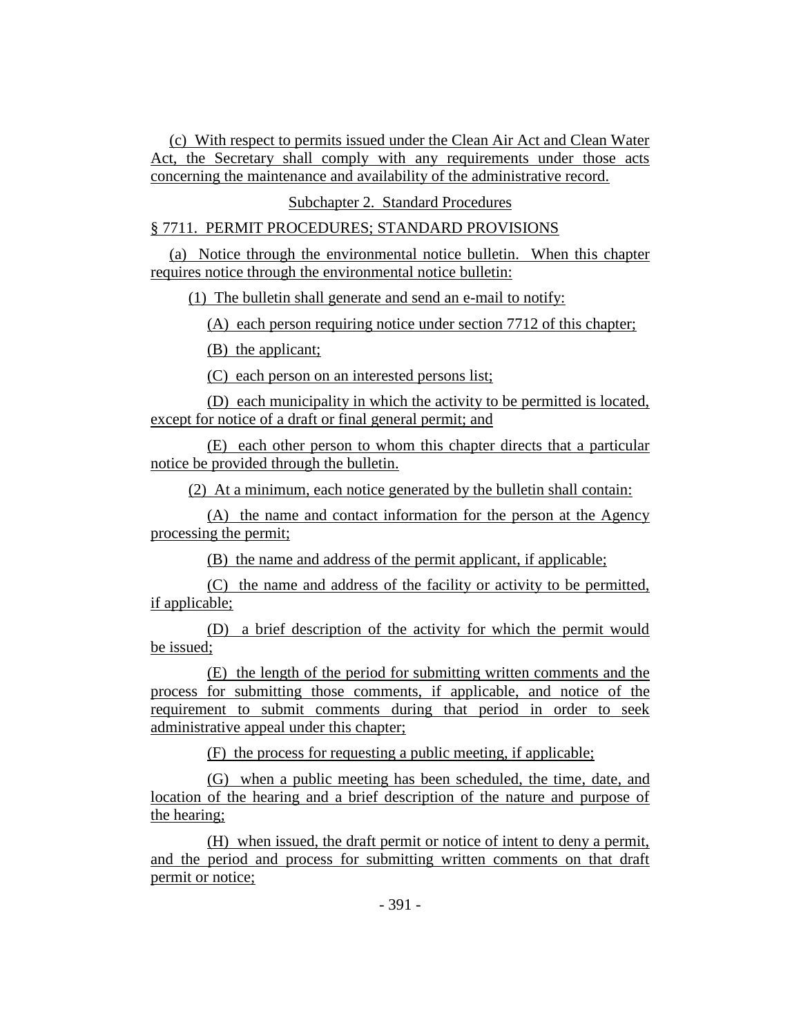(c) With respect to permits issued under the Clean Air Act and Clean Water Act, the Secretary shall comply with any requirements under those acts concerning the maintenance and availability of the administrative record.

Subchapter 2. Standard Procedures

§ 7711. PERMIT PROCEDURES; STANDARD PROVISIONS

(a) Notice through the environmental notice bulletin. When this chapter requires notice through the environmental notice bulletin:

(1) The bulletin shall generate and send an e-mail to notify:

(A) each person requiring notice under section 7712 of this chapter;

(B) the applicant;

(C) each person on an interested persons list;

(D) each municipality in which the activity to be permitted is located, except for notice of a draft or final general permit; and

(E) each other person to whom this chapter directs that a particular notice be provided through the bulletin.

(2) At a minimum, each notice generated by the bulletin shall contain:

(A) the name and contact information for the person at the Agency processing the permit;

(B) the name and address of the permit applicant, if applicable;

(C) the name and address of the facility or activity to be permitted, if applicable;

(D) a brief description of the activity for which the permit would be issued;

(E) the length of the period for submitting written comments and the process for submitting those comments, if applicable, and notice of the requirement to submit comments during that period in order to seek administrative appeal under this chapter;

(F) the process for requesting a public meeting, if applicable;

(G) when a public meeting has been scheduled, the time, date, and location of the hearing and a brief description of the nature and purpose of the hearing;

(H) when issued, the draft permit or notice of intent to deny a permit, and the period and process for submitting written comments on that draft permit or notice;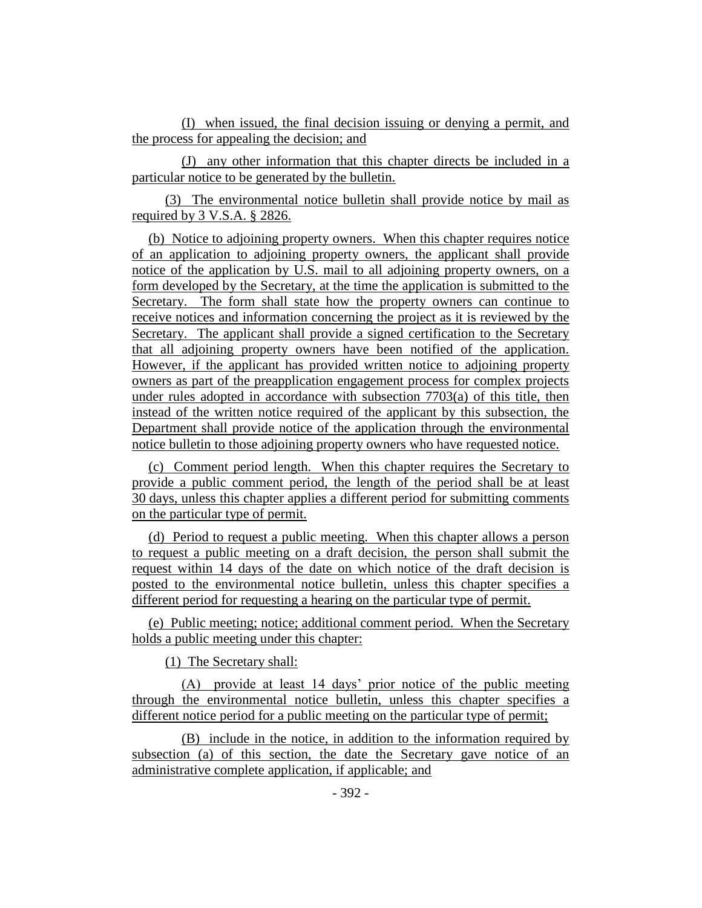(I) when issued, the final decision issuing or denying a permit, and the process for appealing the decision; and

(J) any other information that this chapter directs be included in a particular notice to be generated by the bulletin.

(3) The environmental notice bulletin shall provide notice by mail as required by 3 V.S.A. § 2826.

(b) Notice to adjoining property owners. When this chapter requires notice of an application to adjoining property owners, the applicant shall provide notice of the application by U.S. mail to all adjoining property owners, on a form developed by the Secretary, at the time the application is submitted to the Secretary. The form shall state how the property owners can continue to receive notices and information concerning the project as it is reviewed by the Secretary. The applicant shall provide a signed certification to the Secretary that all adjoining property owners have been notified of the application. However, if the applicant has provided written notice to adjoining property owners as part of the preapplication engagement process for complex projects under rules adopted in accordance with subsection 7703(a) of this title, then instead of the written notice required of the applicant by this subsection, the Department shall provide notice of the application through the environmental notice bulletin to those adjoining property owners who have requested notice.

(c) Comment period length. When this chapter requires the Secretary to provide a public comment period, the length of the period shall be at least 30 days, unless this chapter applies a different period for submitting comments on the particular type of permit.

(d) Period to request a public meeting. When this chapter allows a person to request a public meeting on a draft decision, the person shall submit the request within 14 days of the date on which notice of the draft decision is posted to the environmental notice bulletin, unless this chapter specifies a different period for requesting a hearing on the particular type of permit.

(e) Public meeting; notice; additional comment period. When the Secretary holds a public meeting under this chapter:

(1) The Secretary shall:

(A) provide at least 14 days' prior notice of the public meeting through the environmental notice bulletin, unless this chapter specifies a different notice period for a public meeting on the particular type of permit;

(B) include in the notice, in addition to the information required by subsection (a) of this section, the date the Secretary gave notice of an administrative complete application, if applicable; and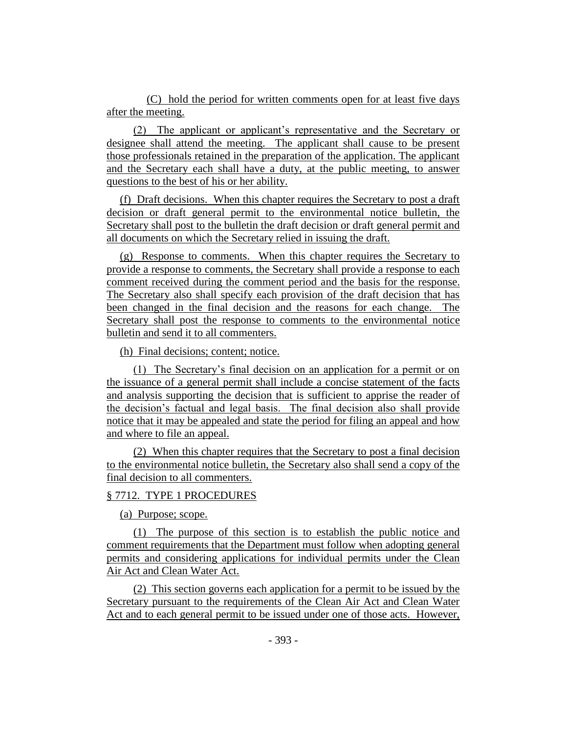(C) hold the period for written comments open for at least five days after the meeting.

(2) The applicant or applicant's representative and the Secretary or designee shall attend the meeting. The applicant shall cause to be present those professionals retained in the preparation of the application. The applicant and the Secretary each shall have a duty, at the public meeting, to answer questions to the best of his or her ability.

(f) Draft decisions. When this chapter requires the Secretary to post a draft decision or draft general permit to the environmental notice bulletin, the Secretary shall post to the bulletin the draft decision or draft general permit and all documents on which the Secretary relied in issuing the draft.

(g) Response to comments. When this chapter requires the Secretary to provide a response to comments, the Secretary shall provide a response to each comment received during the comment period and the basis for the response. The Secretary also shall specify each provision of the draft decision that has been changed in the final decision and the reasons for each change. The Secretary shall post the response to comments to the environmental notice bulletin and send it to all commenters.

(h) Final decisions; content; notice.

(1) The Secretary's final decision on an application for a permit or on the issuance of a general permit shall include a concise statement of the facts and analysis supporting the decision that is sufficient to apprise the reader of the decision's factual and legal basis. The final decision also shall provide notice that it may be appealed and state the period for filing an appeal and how and where to file an appeal.

(2) When this chapter requires that the Secretary to post a final decision to the environmental notice bulletin, the Secretary also shall send a copy of the final decision to all commenters.

§ 7712. TYPE 1 PROCEDURES

(a) Purpose; scope.

(1) The purpose of this section is to establish the public notice and comment requirements that the Department must follow when adopting general permits and considering applications for individual permits under the Clean Air Act and Clean Water Act.

(2) This section governs each application for a permit to be issued by the Secretary pursuant to the requirements of the Clean Air Act and Clean Water Act and to each general permit to be issued under one of those acts. However,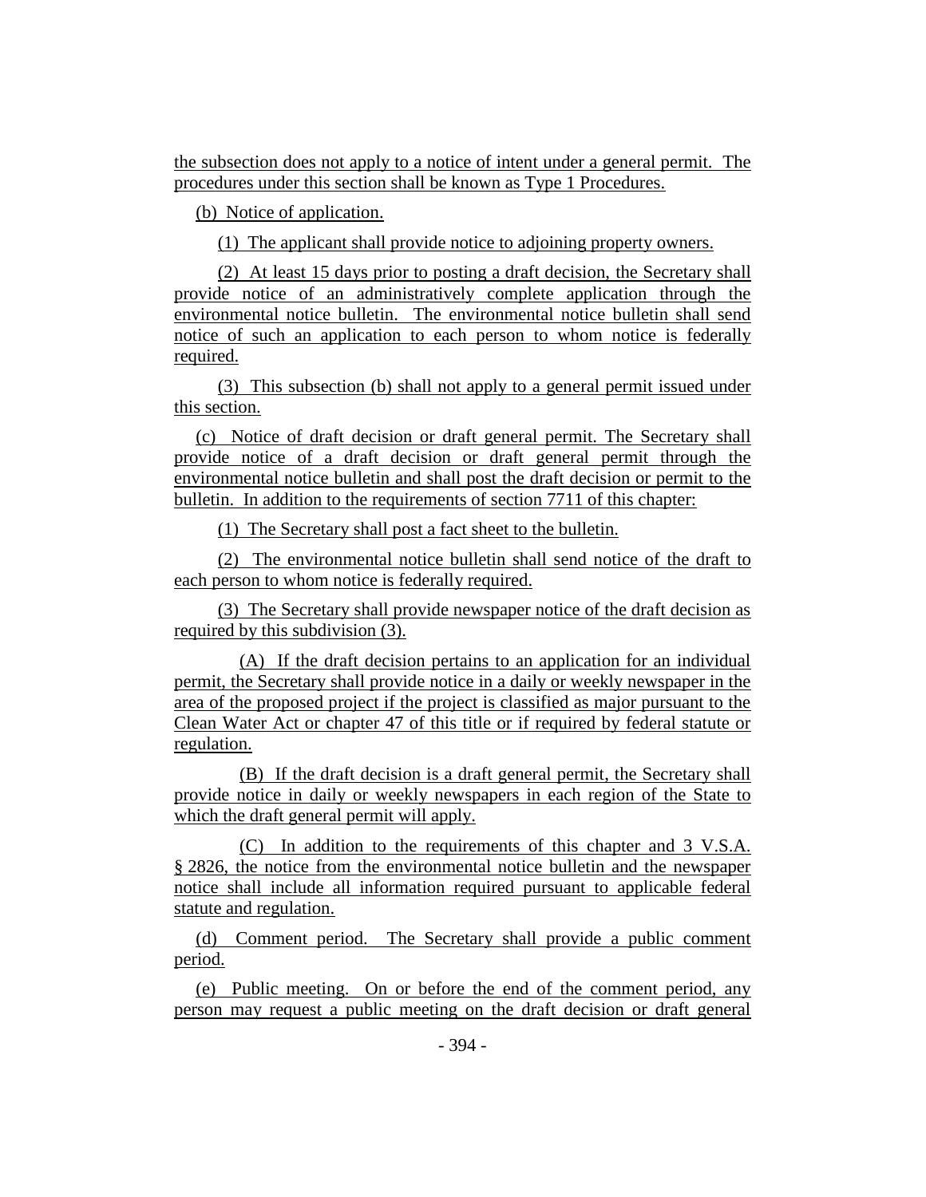the subsection does not apply to a notice of intent under a general permit. The procedures under this section shall be known as Type 1 Procedures.

(b) Notice of application.

(1) The applicant shall provide notice to adjoining property owners.

(2) At least 15 days prior to posting a draft decision, the Secretary shall provide notice of an administratively complete application through the environmental notice bulletin. The environmental notice bulletin shall send notice of such an application to each person to whom notice is federally required.

(3) This subsection (b) shall not apply to a general permit issued under this section.

(c) Notice of draft decision or draft general permit. The Secretary shall provide notice of a draft decision or draft general permit through the environmental notice bulletin and shall post the draft decision or permit to the bulletin. In addition to the requirements of section 7711 of this chapter:

(1) The Secretary shall post a fact sheet to the bulletin.

(2) The environmental notice bulletin shall send notice of the draft to each person to whom notice is federally required.

(3) The Secretary shall provide newspaper notice of the draft decision as required by this subdivision (3).

(A) If the draft decision pertains to an application for an individual permit, the Secretary shall provide notice in a daily or weekly newspaper in the area of the proposed project if the project is classified as major pursuant to the Clean Water Act or chapter 47 of this title or if required by federal statute or regulation.

(B) If the draft decision is a draft general permit, the Secretary shall provide notice in daily or weekly newspapers in each region of the State to which the draft general permit will apply.

(C) In addition to the requirements of this chapter and 3 V.S.A. § 2826, the notice from the environmental notice bulletin and the newspaper notice shall include all information required pursuant to applicable federal statute and regulation.

(d) Comment period. The Secretary shall provide a public comment period.

(e) Public meeting. On or before the end of the comment period, any person may request a public meeting on the draft decision or draft general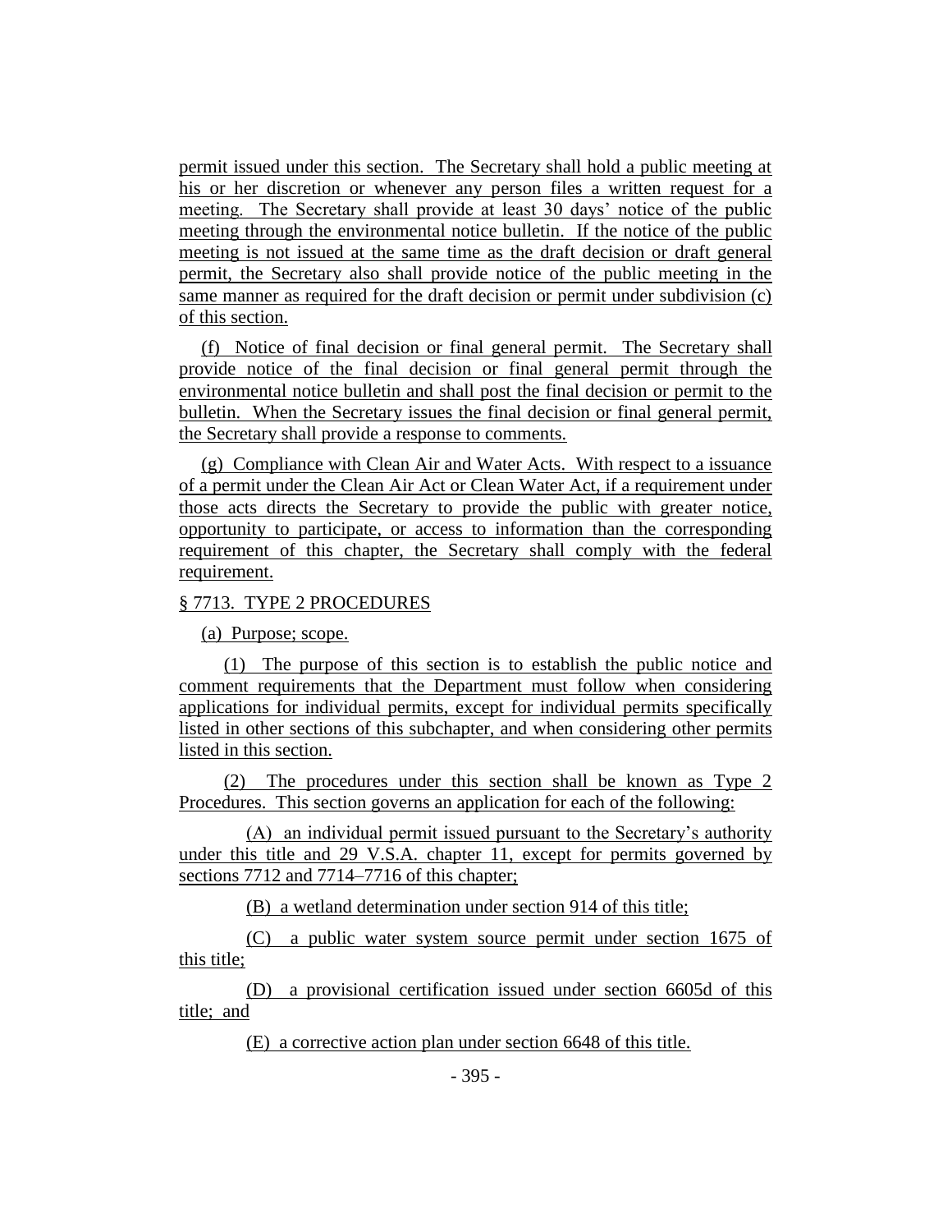permit issued under this section. The Secretary shall hold a public meeting at his or her discretion or whenever any person files a written request for a meeting. The Secretary shall provide at least 30 days' notice of the public meeting through the environmental notice bulletin. If the notice of the public meeting is not issued at the same time as the draft decision or draft general permit, the Secretary also shall provide notice of the public meeting in the same manner as required for the draft decision or permit under subdivision (c) of this section.

(f) Notice of final decision or final general permit. The Secretary shall provide notice of the final decision or final general permit through the environmental notice bulletin and shall post the final decision or permit to the bulletin. When the Secretary issues the final decision or final general permit, the Secretary shall provide a response to comments.

(g) Compliance with Clean Air and Water Acts. With respect to a issuance of a permit under the Clean Air Act or Clean Water Act, if a requirement under those acts directs the Secretary to provide the public with greater notice, opportunity to participate, or access to information than the corresponding requirement of this chapter, the Secretary shall comply with the federal requirement.

§ 7713. TYPE 2 PROCEDURES

(a) Purpose; scope.

(1) The purpose of this section is to establish the public notice and comment requirements that the Department must follow when considering applications for individual permits, except for individual permits specifically listed in other sections of this subchapter, and when considering other permits listed in this section.

(2) The procedures under this section shall be known as Type 2 Procedures. This section governs an application for each of the following:

(A) an individual permit issued pursuant to the Secretary's authority under this title and 29 V.S.A. chapter 11, except for permits governed by sections 7712 and 7714–7716 of this chapter;

(B) a wetland determination under section 914 of this title;

(C) a public water system source permit under section 1675 of this title;

(D) a provisional certification issued under section 6605d of this title; and

(E) a corrective action plan under section 6648 of this title.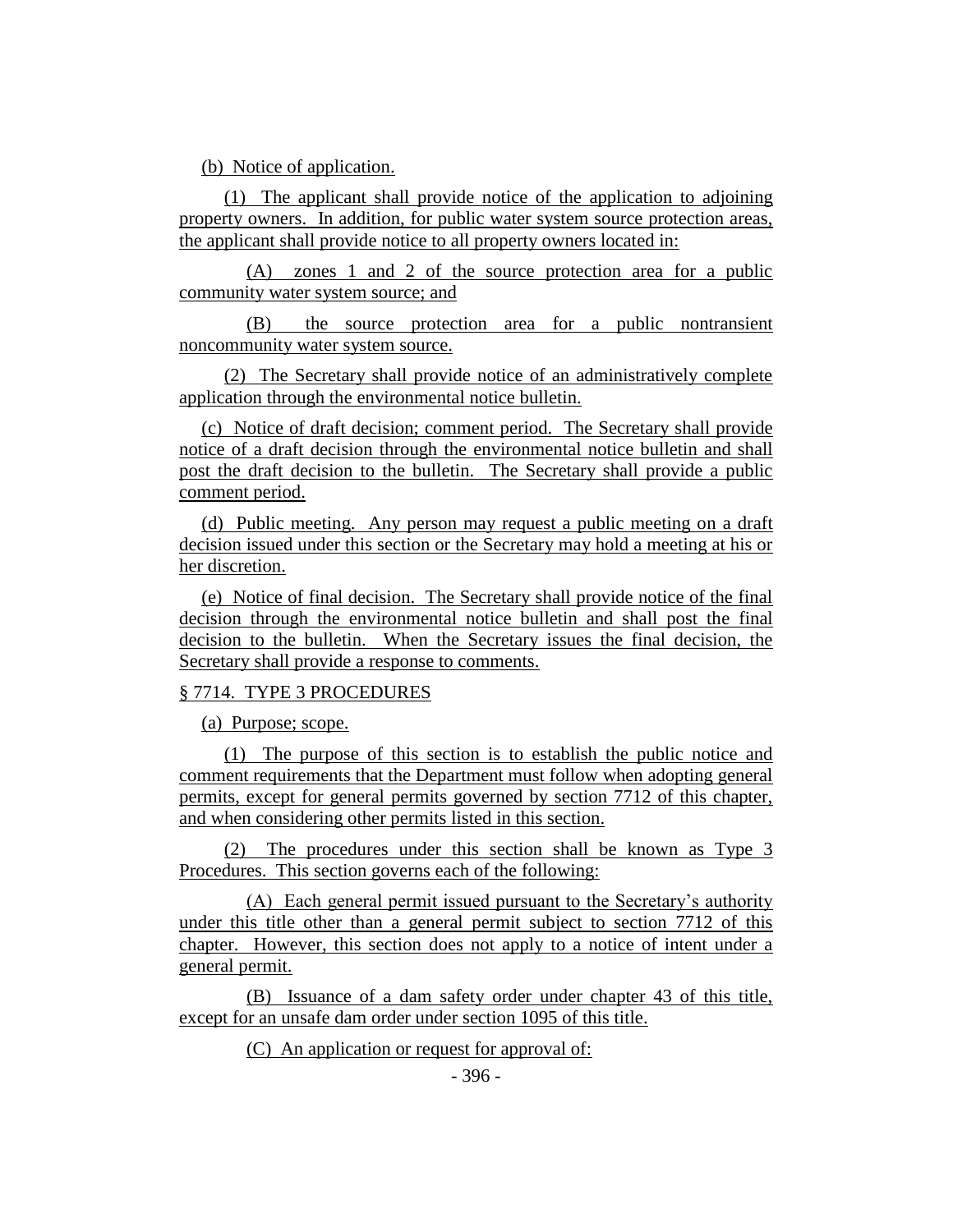(b) Notice of application.

(1) The applicant shall provide notice of the application to adjoining property owners. In addition, for public water system source protection areas, the applicant shall provide notice to all property owners located in:

(A) zones 1 and 2 of the source protection area for a public community water system source; and

(B) the source protection area for a public nontransient noncommunity water system source.

(2) The Secretary shall provide notice of an administratively complete application through the environmental notice bulletin.

(c) Notice of draft decision; comment period. The Secretary shall provide notice of a draft decision through the environmental notice bulletin and shall post the draft decision to the bulletin. The Secretary shall provide a public comment period.

(d) Public meeting. Any person may request a public meeting on a draft decision issued under this section or the Secretary may hold a meeting at his or her discretion.

(e) Notice of final decision. The Secretary shall provide notice of the final decision through the environmental notice bulletin and shall post the final decision to the bulletin. When the Secretary issues the final decision, the Secretary shall provide a response to comments.

§ 7714. TYPE 3 PROCEDURES

(a) Purpose; scope.

(1) The purpose of this section is to establish the public notice and comment requirements that the Department must follow when adopting general permits, except for general permits governed by section 7712 of this chapter, and when considering other permits listed in this section.

(2) The procedures under this section shall be known as Type 3 Procedures. This section governs each of the following:

(A) Each general permit issued pursuant to the Secretary's authority under this title other than a general permit subject to section 7712 of this chapter. However, this section does not apply to a notice of intent under a general permit.

(B) Issuance of a dam safety order under chapter 43 of this title, except for an unsafe dam order under section 1095 of this title.

(C) An application or request for approval of: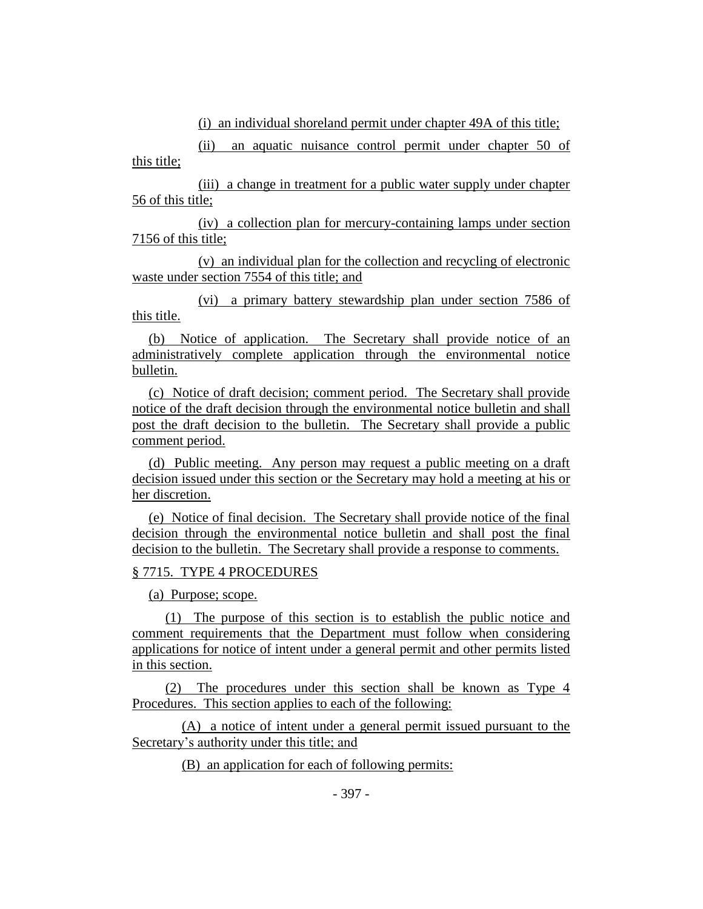(i) an individual shoreland permit under chapter 49A of this title;

(ii) an aquatic nuisance control permit under chapter 50 of this title;

(iii) a change in treatment for a public water supply under chapter 56 of this title;

(iv) a collection plan for mercury-containing lamps under section 7156 of this title;

(v) an individual plan for the collection and recycling of electronic waste under section 7554 of this title; and

(vi) a primary battery stewardship plan under section 7586 of this title.

(b) Notice of application. The Secretary shall provide notice of an administratively complete application through the environmental notice bulletin.

(c) Notice of draft decision; comment period. The Secretary shall provide notice of the draft decision through the environmental notice bulletin and shall post the draft decision to the bulletin. The Secretary shall provide a public comment period.

(d) Public meeting. Any person may request a public meeting on a draft decision issued under this section or the Secretary may hold a meeting at his or her discretion.

(e) Notice of final decision. The Secretary shall provide notice of the final decision through the environmental notice bulletin and shall post the final decision to the bulletin. The Secretary shall provide a response to comments.

§ 7715. TYPE 4 PROCEDURES

(a) Purpose; scope.

(1) The purpose of this section is to establish the public notice and comment requirements that the Department must follow when considering applications for notice of intent under a general permit and other permits listed in this section.

(2) The procedures under this section shall be known as Type 4 Procedures. This section applies to each of the following:

(A) a notice of intent under a general permit issued pursuant to the Secretary's authority under this title; and

(B) an application for each of following permits: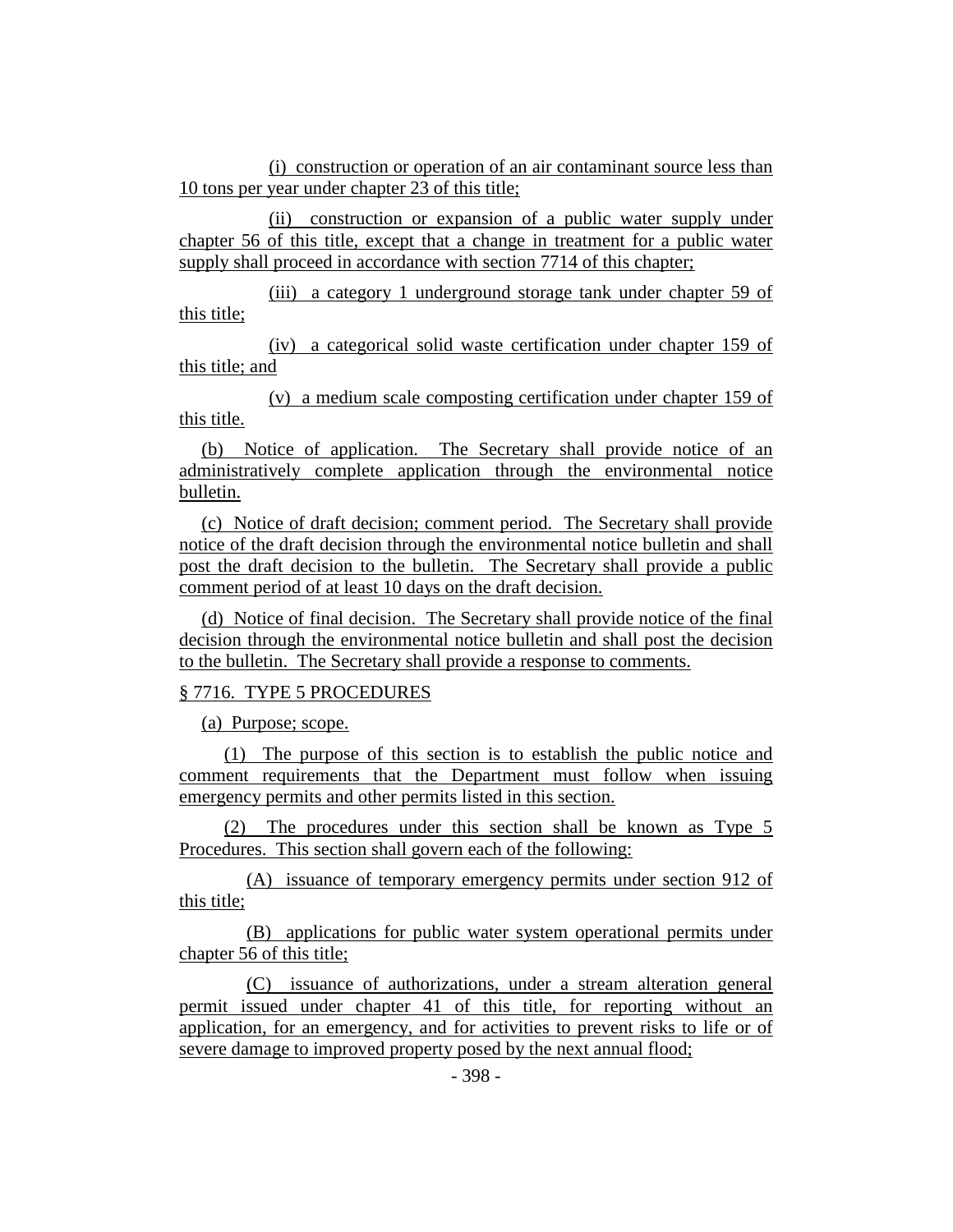(i) construction or operation of an air contaminant source less than 10 tons per year under chapter 23 of this title;

(ii) construction or expansion of a public water supply under chapter 56 of this title, except that a change in treatment for a public water supply shall proceed in accordance with section 7714 of this chapter;

(iii) a category 1 underground storage tank under chapter 59 of this title;

(iv) a categorical solid waste certification under chapter 159 of this title; and

(v) a medium scale composting certification under chapter 159 of this title.

(b) Notice of application. The Secretary shall provide notice of an administratively complete application through the environmental notice bulletin.

(c) Notice of draft decision; comment period. The Secretary shall provide notice of the draft decision through the environmental notice bulletin and shall post the draft decision to the bulletin. The Secretary shall provide a public comment period of at least 10 days on the draft decision.

(d) Notice of final decision. The Secretary shall provide notice of the final decision through the environmental notice bulletin and shall post the decision to the bulletin. The Secretary shall provide a response to comments.

§ 7716. TYPE 5 PROCEDURES

(a) Purpose; scope.

(1) The purpose of this section is to establish the public notice and comment requirements that the Department must follow when issuing emergency permits and other permits listed in this section.

(2) The procedures under this section shall be known as Type 5 Procedures. This section shall govern each of the following:

(A) issuance of temporary emergency permits under section 912 of this title;

(B) applications for public water system operational permits under chapter 56 of this title;

(C) issuance of authorizations, under a stream alteration general permit issued under chapter 41 of this title, for reporting without an application, for an emergency, and for activities to prevent risks to life or of severe damage to improved property posed by the next annual flood;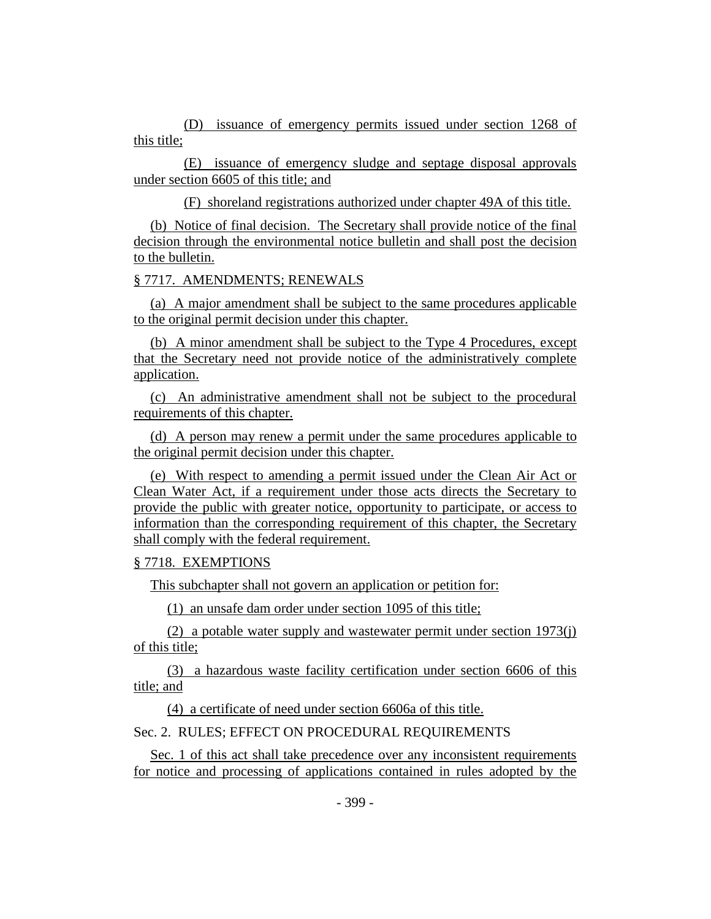(D) issuance of emergency permits issued under section 1268 of this title;

(E) issuance of emergency sludge and septage disposal approvals under section 6605 of this title; and

(F) shoreland registrations authorized under chapter 49A of this title.

(b) Notice of final decision. The Secretary shall provide notice of the final decision through the environmental notice bulletin and shall post the decision to the bulletin.

§ 7717. AMENDMENTS; RENEWALS

(a) A major amendment shall be subject to the same procedures applicable to the original permit decision under this chapter.

(b) A minor amendment shall be subject to the Type 4 Procedures, except that the Secretary need not provide notice of the administratively complete application.

(c) An administrative amendment shall not be subject to the procedural requirements of this chapter.

(d) A person may renew a permit under the same procedures applicable to the original permit decision under this chapter.

(e) With respect to amending a permit issued under the Clean Air Act or Clean Water Act, if a requirement under those acts directs the Secretary to provide the public with greater notice, opportunity to participate, or access to information than the corresponding requirement of this chapter, the Secretary shall comply with the federal requirement.

§ 7718. EXEMPTIONS

This subchapter shall not govern an application or petition for:

(1) an unsafe dam order under section 1095 of this title;

(2) a potable water supply and wastewater permit under section 1973(j) of this title;

(3) a hazardous waste facility certification under section 6606 of this title; and

(4) a certificate of need under section 6606a of this title.

Sec. 2. RULES; EFFECT ON PROCEDURAL REQUIREMENTS

Sec. 1 of this act shall take precedence over any inconsistent requirements for notice and processing of applications contained in rules adopted by the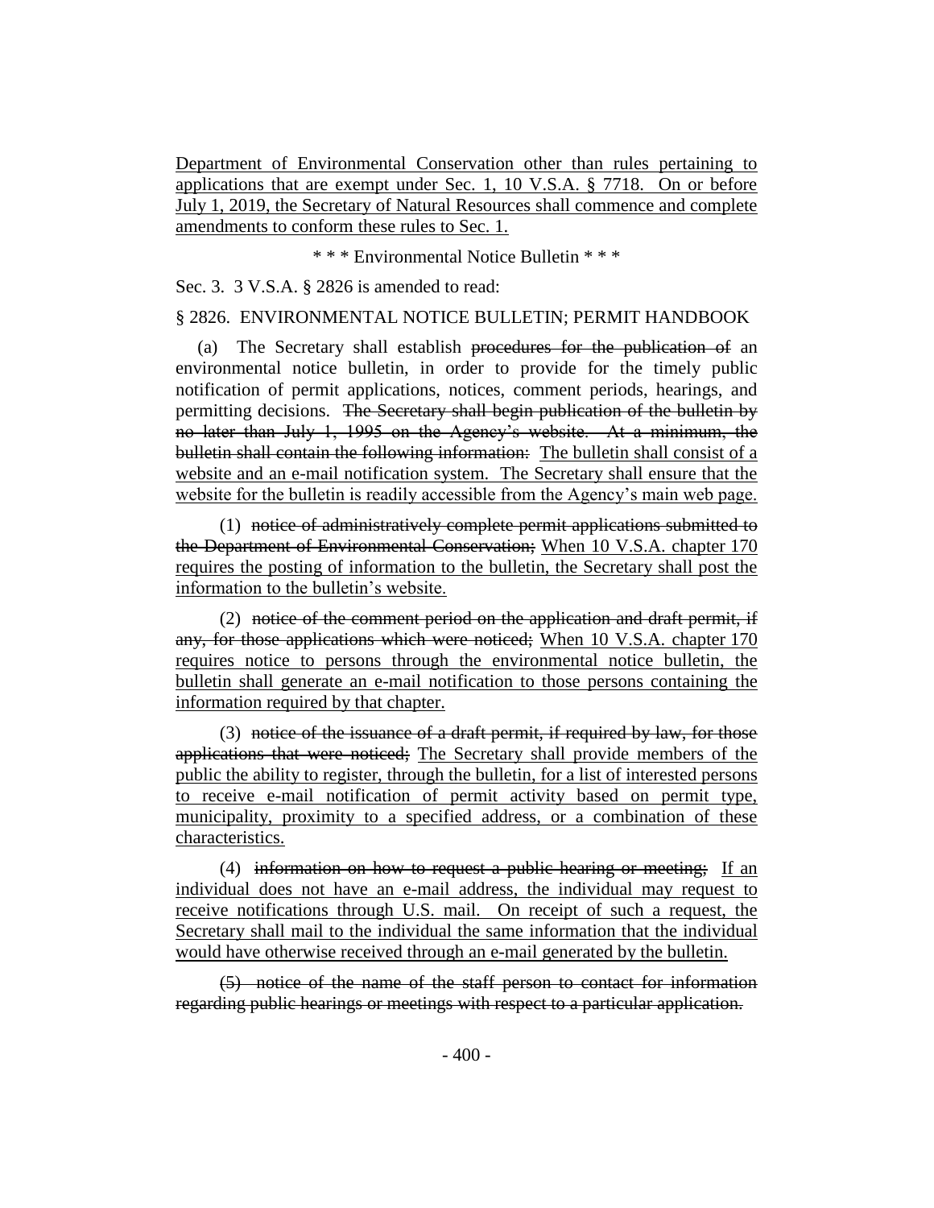Department of Environmental Conservation other than rules pertaining to applications that are exempt under Sec. 1, 10 V.S.A. § 7718. On or before July 1, 2019, the Secretary of Natural Resources shall commence and complete amendments to conform these rules to Sec. 1.

\* \* \* Environmental Notice Bulletin \* \* \*

Sec. 3. 3 V.S.A. § 2826 is amended to read:

§ 2826. ENVIRONMENTAL NOTICE BULLETIN; PERMIT HANDBOOK

(a) The Secretary shall establish ~~procedures for the publication of~~ an environmental notice bulletin, in order to provide for the timely public notification of permit applications, notices, comment periods, hearings, and permitting decisions. ~~The Secretary shall begin publication of the bulletin by no later than July 1, 1995 on the Agency's website. At a minimum, the bulletin shall contain the following information:~~ The bulletin shall consist of a website and an e-mail notification system. The Secretary shall ensure that the website for the bulletin is readily accessible from the Agency's main web page.

(1) ~~notice of administratively complete permit applications submitted to the Department of Environmental Conservation;~~ When 10 V.S.A. chapter 170 requires the posting of information to the bulletin, the Secretary shall post the information to the bulletin's website.

(2) ~~notice of the comment period on the application and draft permit, if any, for those applications which were noticed;~~ When 10 V.S.A. chapter 170 requires notice to persons through the environmental notice bulletin, the bulletin shall generate an e-mail notification to those persons containing the information required by that chapter.

(3) ~~notice of the issuance of a draft permit, if required by law, for those applications that were noticed;~~ The Secretary shall provide members of the public the ability to register, through the bulletin, for a list of interested persons to receive e-mail notification of permit activity based on permit type, municipality, proximity to a specified address, or a combination of these characteristics.

(4) ~~information on how to request a public hearing or meeting;~~ If an individual does not have an e-mail address, the individual may request to receive notifications through U.S. mail. On receipt of such a request, the Secretary shall mail to the individual the same information that the individual would have otherwise received through an e-mail generated by the bulletin.

~~(5) notice of the name of the staff person to contact for information regarding public hearings or meetings with respect to a particular application.~~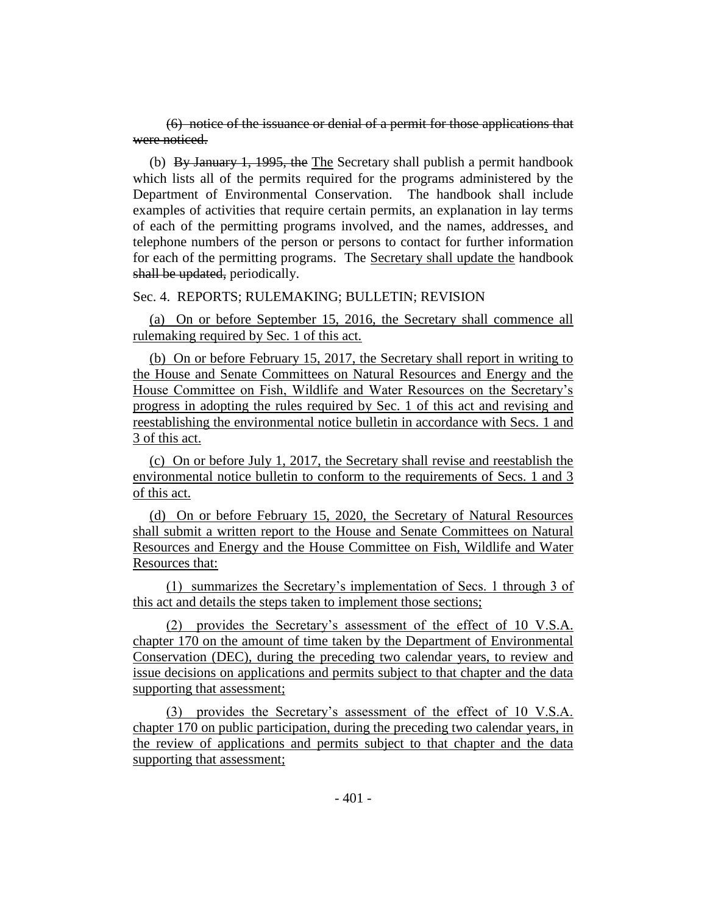(6) ~~notice of the issuance or denial of a permit for those applications that were noticed.~~

(b) ~~By January 1, 1995, the~~ The Secretary shall publish a permit handbook which lists all of the permits required for the programs administered by the Department of Environmental Conservation. The handbook shall include examples of activities that require certain permits, an explanation in lay terms of each of the permitting programs involved, and the names, addresses, and telephone numbers of the person or persons to contact for further information for each of the permitting programs. The Secretary shall update the handbook ~~shall be updated,~~ periodically.

Sec. 4. REPORTS; RULEMAKING; BULLETIN; REVISION

(a) On or before September 15, 2016, the Secretary shall commence all rulemaking required by Sec. 1 of this act.

(b) On or before February 15, 2017, the Secretary shall report in writing to the House and Senate Committees on Natural Resources and Energy and the House Committee on Fish, Wildlife and Water Resources on the Secretary's progress in adopting the rules required by Sec. 1 of this act and revising and reestablishing the environmental notice bulletin in accordance with Secs. 1 and 3 of this act.

(c) On or before July 1, 2017, the Secretary shall revise and reestablish the environmental notice bulletin to conform to the requirements of Secs. 1 and 3 of this act.

(d) On or before February 15, 2020, the Secretary of Natural Resources shall submit a written report to the House and Senate Committees on Natural Resources and Energy and the House Committee on Fish, Wildlife and Water Resources that:

(1) summarizes the Secretary's implementation of Secs. 1 through 3 of this act and details the steps taken to implement those sections;

(2) provides the Secretary's assessment of the effect of 10 V.S.A. chapter 170 on the amount of time taken by the Department of Environmental Conservation (DEC), during the preceding two calendar years, to review and issue decisions on applications and permits subject to that chapter and the data supporting that assessment;

(3) provides the Secretary's assessment of the effect of 10 V.S.A. chapter 170 on public participation, during the preceding two calendar years, in the review of applications and permits subject to that chapter and the data supporting that assessment;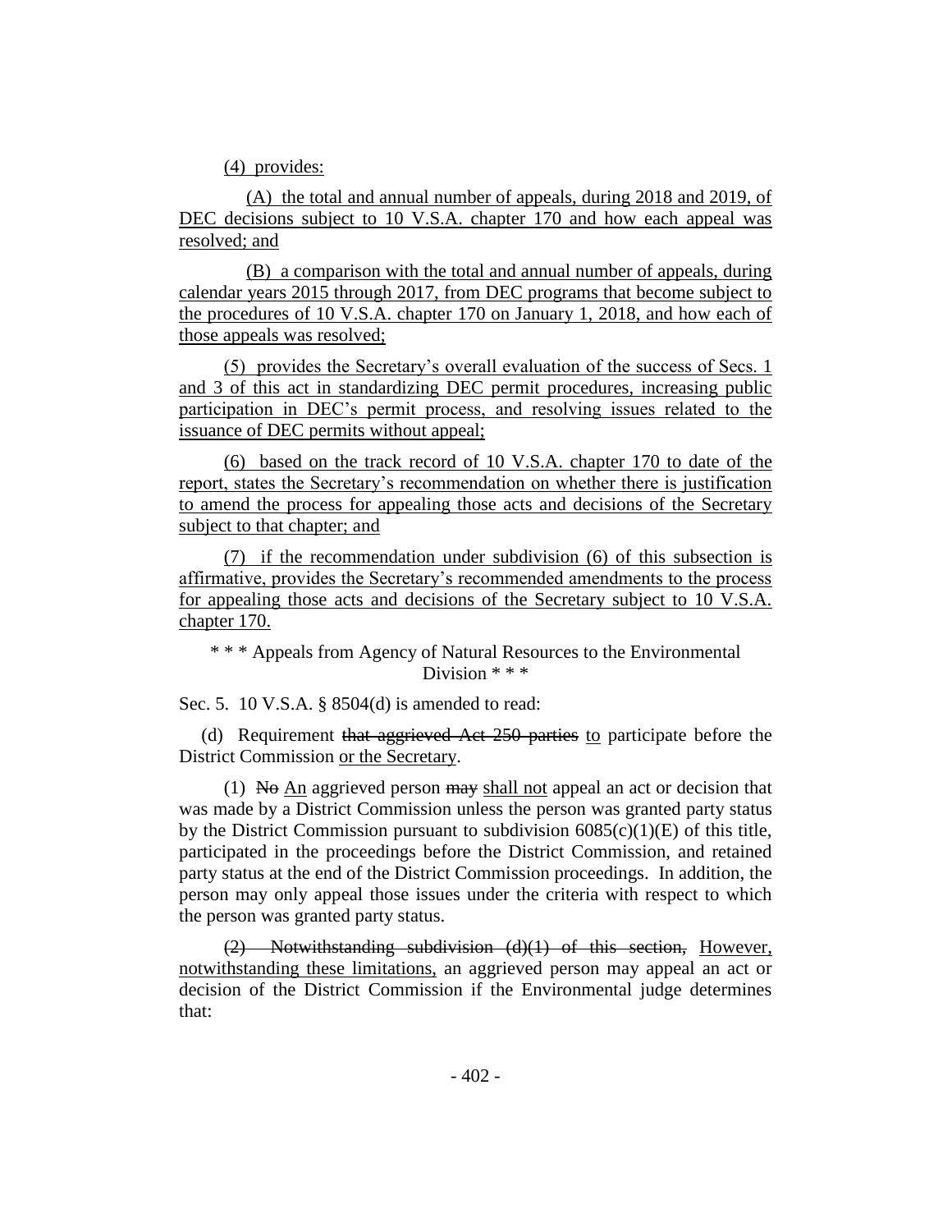(4) provides:

(A) the total and annual number of appeals, during 2018 and 2019, of DEC decisions subject to 10 V.S.A. chapter 170 and how each appeal was resolved; and

(B) a comparison with the total and annual number of appeals, during calendar years 2015 through 2017, from DEC programs that become subject to the procedures of 10 V.S.A. chapter 170 on January 1, 2018, and how each of those appeals was resolved;

(5) provides the Secretary's overall evaluation of the success of Secs. 1 and 3 of this act in standardizing DEC permit procedures, increasing public participation in DEC's permit process, and resolving issues related to the issuance of DEC permits without appeal;

(6) based on the track record of 10 V.S.A. chapter 170 to date of the report, states the Secretary's recommendation on whether there is justification to amend the process for appealing those acts and decisions of the Secretary subject to that chapter; and

(7) if the recommendation under subdivision (6) of this subsection is affirmative, provides the Secretary's recommended amendments to the process for appealing those acts and decisions of the Secretary subject to 10 V.S.A. chapter 170.

\* \* \* Appeals from Agency of Natural Resources to the Environmental Division \* \* \*

Sec. 5. 10 V.S.A. § 8504(d) is amended to read:

(d) Requirement ~~that aggrieved Act 250 parties~~ to participate before the District Commission or the Secretary.

(1) ~~No~~ An aggrieved person ~~may~~ shall not appeal an act or decision that was made by a District Commission unless the person was granted party status by the District Commission pursuant to subdivision 6085(c)(1)(E) of this title, participated in the proceedings before the District Commission, and retained party status at the end of the District Commission proceedings. In addition, the person may only appeal those issues under the criteria with respect to which the person was granted party status.

~~(2) Notwithstanding subdivision (d)(1) of this section,~~ However, notwithstanding these limitations, an aggrieved person may appeal an act or decision of the District Commission if the Environmental judge determines that: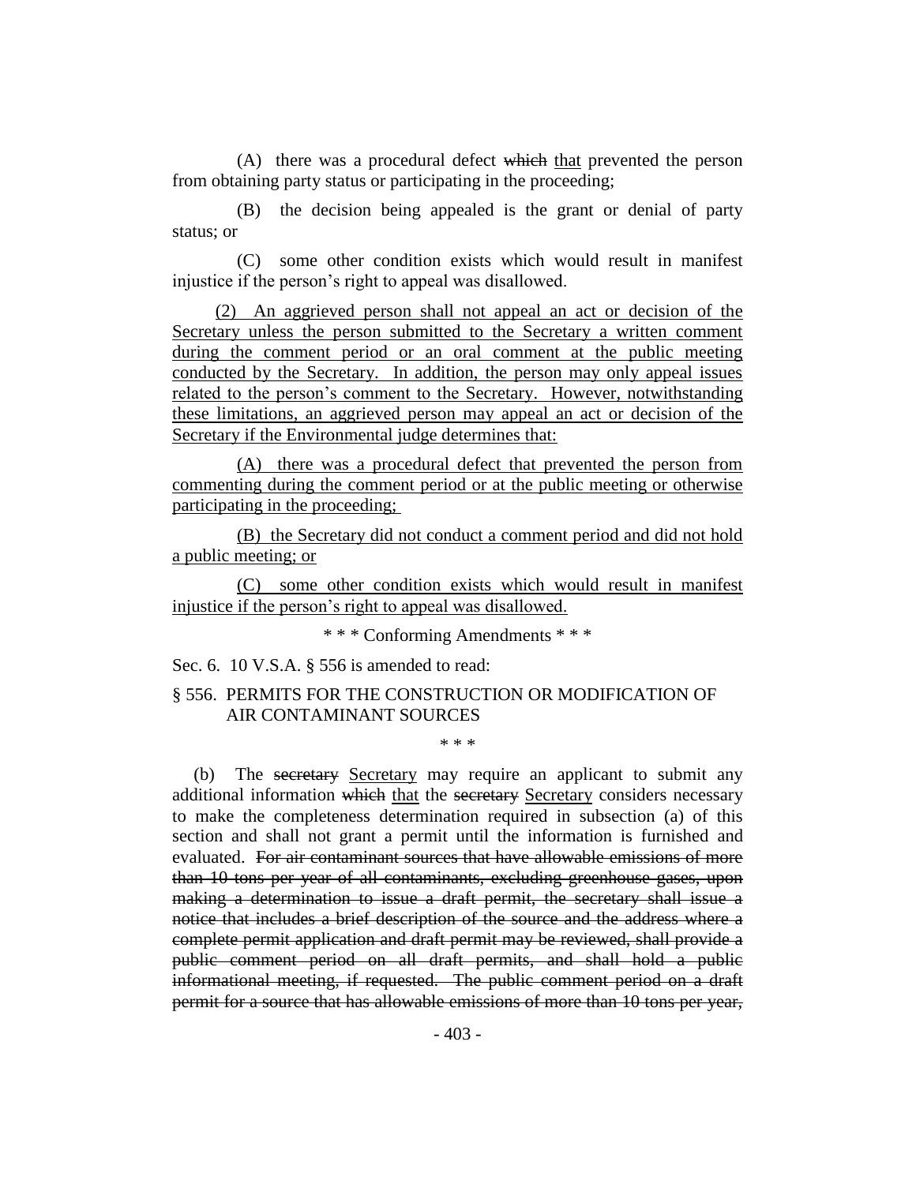(A) there was a procedural defect ~~which~~ <u>that</u> prevented the person from obtaining party status or participating in the proceeding;

(B) the decision being appealed is the grant or denial of party status; or

(C) some other condition exists which would result in manifest injustice if the person's right to appeal was disallowed.

<u>(2) An aggrieved person shall not appeal an act or decision of the Secretary unless the person submitted to the Secretary a written comment during the comment period or an oral comment at the public meeting conducted by the Secretary. In addition, the person may only appeal issues related to the person's comment to the Secretary. However, notwithstanding these limitations, an aggrieved person may appeal an act or decision of the Secretary if the Environmental judge determines that:</u>

<u>(A) there was a procedural defect that prevented the person from commenting during the comment period or at the public meeting or otherwise participating in the proceeding;</u>

<u>(B) the Secretary did not conduct a comment period and did not hold a public meeting; or</u>

<u>(C) some other condition exists which would result in manifest injustice if the person's right to appeal was disallowed.</u>

\* \* \* Conforming Amendments \* \* \*

Sec. 6. 10 V.S.A. § 556 is amended to read:

§ 556. PERMITS FOR THE CONSTRUCTION OR MODIFICATION OF AIR CONTAMINANT SOURCES

\* \* \*

(b) The ~~secretary~~ <u>Secretary</u> may require an applicant to submit any additional information ~~which~~ <u>that</u> the ~~secretary~~ <u>Secretary</u> considers necessary to make the completeness determination required in subsection (a) of this section and shall not grant a permit until the information is furnished and evaluated. ~~For air contaminant sources that have allowable emissions of more than 10 tons per year of all contaminants, excluding greenhouse gases, upon making a determination to issue a draft permit, the secretary shall issue a notice that includes a brief description of the source and the address where a complete permit application and draft permit may be reviewed, shall provide a public comment period on all draft permits, and shall hold a public informational meeting, if requested. The public comment period on a draft permit for a source that has allowable emissions of more than 10 tons per year,~~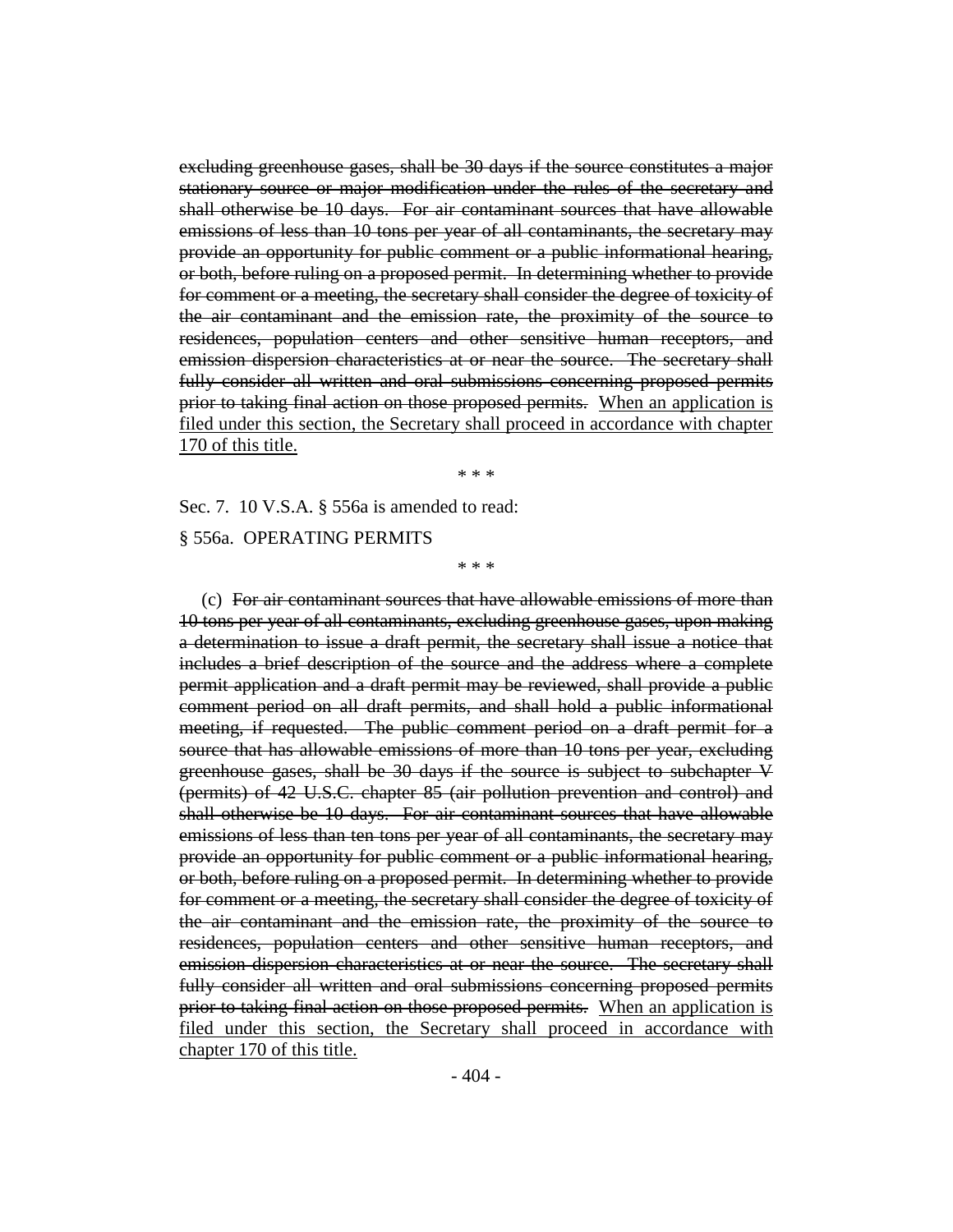~~excluding greenhouse gases, shall be 30 days if the source constitutes a major stationary source or major modification under the rules of the secretary and shall otherwise be 10 days. For air contaminant sources that have allowable emissions of less than 10 tons per year of all contaminants, the secretary may provide an opportunity for public comment or a public informational hearing, or both, before ruling on a proposed permit. In determining whether to provide for comment or a meeting, the secretary shall consider the degree of toxicity of the air contaminant and the emission rate, the proximity of the source to residences, population centers and other sensitive human receptors, and emission dispersion characteristics at or near the source. The secretary shall fully consider all written and oral submissions concerning proposed permits prior to taking final action on those proposed permits.~~ <u>When an application is filed under this section, the Secretary shall proceed in accordance with chapter 170 of this title.</u>

\* \* \*

Sec. 7. 10 V.S.A. § 556a is amended to read:

§ 556a. OPERATING PERMITS

\* \* \*

(c) ~~For air contaminant sources that have allowable emissions of more than 10 tons per year of all contaminants, excluding greenhouse gases, upon making a determination to issue a draft permit, the secretary shall issue a notice that includes a brief description of the source and the address where a complete permit application and a draft permit may be reviewed, shall provide a public comment period on all draft permits, and shall hold a public informational meeting, if requested. The public comment period on a draft permit for a source that has allowable emissions of more than 10 tons per year, excluding greenhouse gases, shall be 30 days if the source is subject to subchapter V (permits) of 42 U.S.C. chapter 85 (air pollution prevention and control) and shall otherwise be 10 days. For air contaminant sources that have allowable emissions of less than ten tons per year of all contaminants, the secretary may provide an opportunity for public comment or a public informational hearing, or both, before ruling on a proposed permit. In determining whether to provide for comment or a meeting, the secretary shall consider the degree of toxicity of the air contaminant and the emission rate, the proximity of the source to residences, population centers and other sensitive human receptors, and emission dispersion characteristics at or near the source. The secretary shall fully consider all written and oral submissions concerning proposed permits prior to taking final action on those proposed permits.~~ <u>When an application is filed under this section, the Secretary shall proceed in accordance with chapter 170 of this title.</u>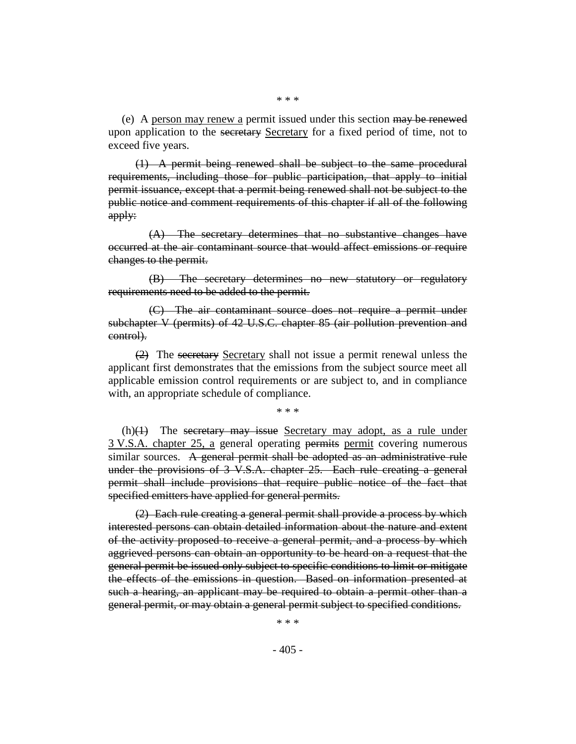\* \* \*

(e) A <u>person may renew a</u> permit issued under this section ~~may be renewed~~ upon application to the ~~secretary~~ <u>Secretary</u> for a fixed period of time, not to exceed five years.

~~(1) A permit being renewed shall be subject to the same procedural requirements, including those for public participation, that apply to initial permit issuance, except that a permit being renewed shall not be subject to the public notice and comment requirements of this chapter if all of the following apply:~~

~~(A) The secretary determines that no substantive changes have occurred at the air contaminant source that would affect emissions or require changes to the permit.~~

~~(B) The secretary determines no new statutory or regulatory requirements need to be added to the permit.~~

~~(C) The air contaminant source does not require a permit under subchapter V (permits) of 42 U.S.C. chapter 85 (air pollution prevention and control).~~

~~(2)~~ The ~~secretary~~ <u>Secretary</u> shall not issue a permit renewal unless the applicant first demonstrates that the emissions from the subject source meet all applicable emission control requirements or are subject to, and in compliance with, an appropriate schedule of compliance.

\* \* \*

(h)~~(1)~~ The ~~secretary may issue~~ <u>Secretary may adopt, as a rule under 3 V.S.A. chapter 25, a</u> general operating ~~permits~~ <u>permit</u> covering numerous similar sources. ~~A general permit shall be adopted as an administrative rule under the provisions of 3 V.S.A. chapter 25. Each rule creating a general permit shall include provisions that require public notice of the fact that specified emitters have applied for general permits.~~

~~(2) Each rule creating a general permit shall provide a process by which interested persons can obtain detailed information about the nature and extent of the activity proposed to receive a general permit, and a process by which aggrieved persons can obtain an opportunity to be heard on a request that the general permit be issued only subject to specific conditions to limit or mitigate the effects of the emissions in question. Based on information presented at such a hearing, an applicant may be required to obtain a permit other than a general permit, or may obtain a general permit subject to specified conditions.~~

\* \* \*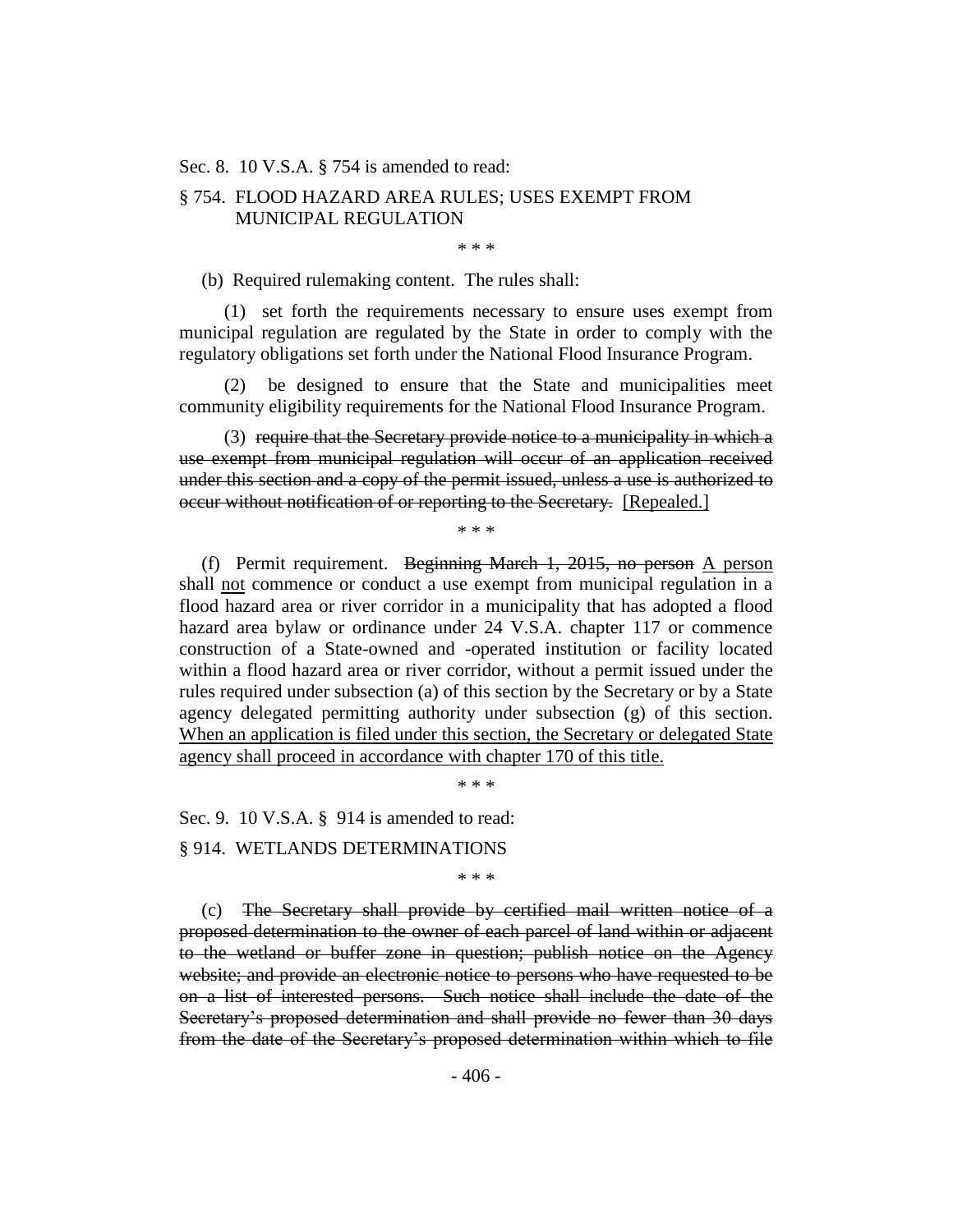Sec. 8. 10 V.S.A. § 754 is amended to read:

§ 754. FLOOD HAZARD AREA RULES; USES EXEMPT FROM MUNICIPAL REGULATION

\* \* \*

(b) Required rulemaking content. The rules shall:

(1) set forth the requirements necessary to ensure uses exempt from municipal regulation are regulated by the State in order to comply with the regulatory obligations set forth under the National Flood Insurance Program.

(2) be designed to ensure that the State and municipalities meet community eligibility requirements for the National Flood Insurance Program.

(3) ~~require that the Secretary provide notice to a municipality in which a use exempt from municipal regulation will occur of an application received under this section and a copy of the permit issued, unless a use is authorized to occur without notification of or reporting to the Secretary.~~ <u>[Repealed.]</u>

\* \* \*

(f) Permit requirement. ~~Beginning March 1, 2015, no person~~ <u>A person</u> shall <u>not</u> commence or conduct a use exempt from municipal regulation in a flood hazard area or river corridor in a municipality that has adopted a flood hazard area bylaw or ordinance under 24 V.S.A. chapter 117 or commence construction of a State-owned and -operated institution or facility located within a flood hazard area or river corridor, without a permit issued under the rules required under subsection (a) of this section by the Secretary or by a State agency delegated permitting authority under subsection (g) of this section. <u>When an application is filed under this section, the Secretary or delegated State agency shall proceed in accordance with chapter 170 of this title.</u>

\* \* \*

Sec. 9. 10 V.S.A. § 914 is amended to read:

§ 914. WETLANDS DETERMINATIONS

\* \* \*

(c) ~~The Secretary shall provide by certified mail written notice of a proposed determination to the owner of each parcel of land within or adjacent to the wetland or buffer zone in question; publish notice on the Agency website; and provide an electronic notice to persons who have requested to be on a list of interested persons. Such notice shall include the date of the Secretary's proposed determination and shall provide no fewer than 30 days from the date of the Secretary's proposed determination within which to file~~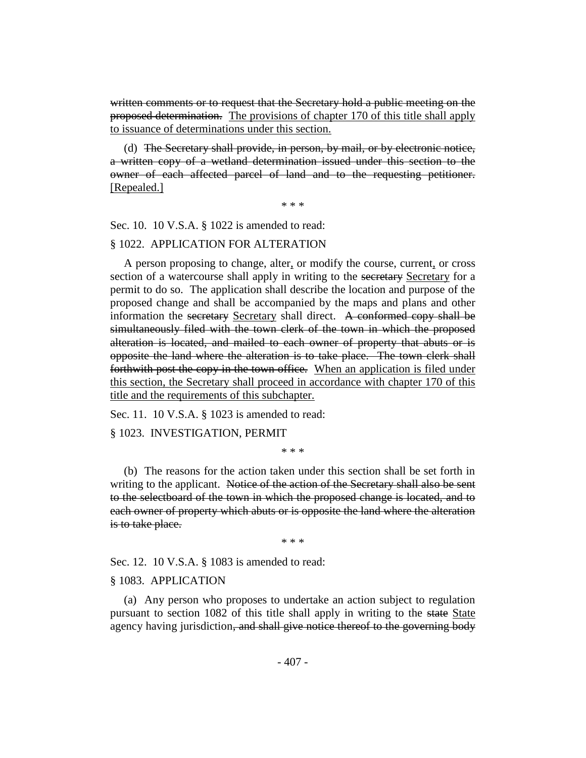~~written comments or to request that the Secretary hold a public meeting on the proposed determination.~~ <u>The provisions of chapter 170 of this title shall apply to issuance of determinations under this section.</u>

(d) ~~The Secretary shall provide, in person, by mail, or by electronic notice, a written copy of a wetland determination issued under this section to the owner of each affected parcel of land and to the requesting petitioner.~~ <u>[Repealed.]</u>

\* \* \*

Sec. 10. 10 V.S.A. § 1022 is amended to read:

§ 1022. APPLICATION FOR ALTERATION

A person proposing to change, alter<u>,</u> or modify the course, current<u>,</u> or cross section of a watercourse shall apply in writing to the ~~secretary~~ <u>Secretary</u> for a permit to do so. The application shall describe the location and purpose of the proposed change and shall be accompanied by the maps and plans and other information the ~~secretary~~ <u>Secretary</u> shall direct. ~~A conformed copy shall be simultaneously filed with the town clerk of the town in which the proposed alteration is located, and mailed to each owner of property that abuts or is opposite the land where the alteration is to take place. The town clerk shall forthwith post the copy in the town office.~~ <u>When an application is filed under this section, the Secretary shall proceed in accordance with chapter 170 of this title and the requirements of this subchapter.</u>

Sec. 11. 10 V.S.A. § 1023 is amended to read:

§ 1023. INVESTIGATION, PERMIT

\* \* \*

(b) The reasons for the action taken under this section shall be set forth in writing to the applicant. ~~Notice of the action of the Secretary shall also be sent to the selectboard of the town in which the proposed change is located, and to each owner of property which abuts or is opposite the land where the alteration is to take place.~~

\* \* \*

Sec. 12. 10 V.S.A. § 1083 is amended to read:

§ 1083. APPLICATION

(a) Any person who proposes to undertake an action subject to regulation pursuant to section 1082 of this title shall apply in writing to the ~~state~~ <u>State</u> agency having jurisdiction~~, and shall give notice thereof to the governing body~~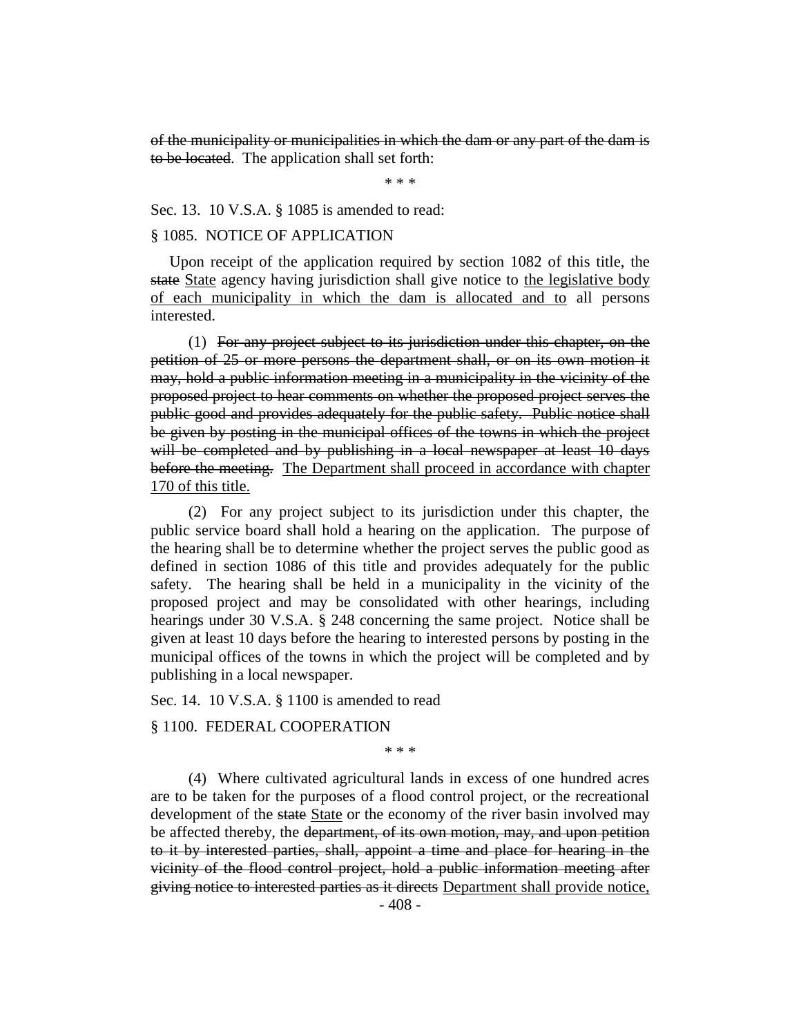~~of the municipality or municipalities in which the dam or any part of the dam is to be located~~. The application shall set forth:

\* \* \*

Sec. 13. 10 V.S.A. § 1085 is amended to read:

§ 1085. NOTICE OF APPLICATION

Upon receipt of the application required by section 1082 of this title, the ~~state~~ <u>State</u> agency having jurisdiction shall give notice to <u>the legislative body of each municipality in which the dam is allocated and to</u> all persons interested.

(1) ~~For any project subject to its jurisdiction under this chapter, on the petition of 25 or more persons the department shall, or on its own motion it may, hold a public information meeting in a municipality in the vicinity of the proposed project to hear comments on whether the proposed project serves the public good and provides adequately for the public safety. Public notice shall be given by posting in the municipal offices of the towns in which the project will be completed and by publishing in a local newspaper at least 10 days before the meeting.~~ <u>The Department shall proceed in accordance with chapter 170 of this title.</u>

(2) For any project subject to its jurisdiction under this chapter, the public service board shall hold a hearing on the application. The purpose of the hearing shall be to determine whether the project serves the public good as defined in section 1086 of this title and provides adequately for the public safety. The hearing shall be held in a municipality in the vicinity of the proposed project and may be consolidated with other hearings, including hearings under 30 V.S.A. § 248 concerning the same project. Notice shall be given at least 10 days before the hearing to interested persons by posting in the municipal offices of the towns in which the project will be completed and by publishing in a local newspaper.

Sec. 14. 10 V.S.A. § 1100 is amended to read

§ 1100. FEDERAL COOPERATION

\* \* \*

(4) Where cultivated agricultural lands in excess of one hundred acres are to be taken for the purposes of a flood control project, or the recreational development of the ~~state~~ <u>State</u> or the economy of the river basin involved may be affected thereby, the ~~department, of its own motion, may, and upon petition to it by interested parties, shall, appoint a time and place for hearing in the vicinity of the flood control project, hold a public information meeting after giving notice to interested parties as it directs~~ <u>Department shall provide notice,</u>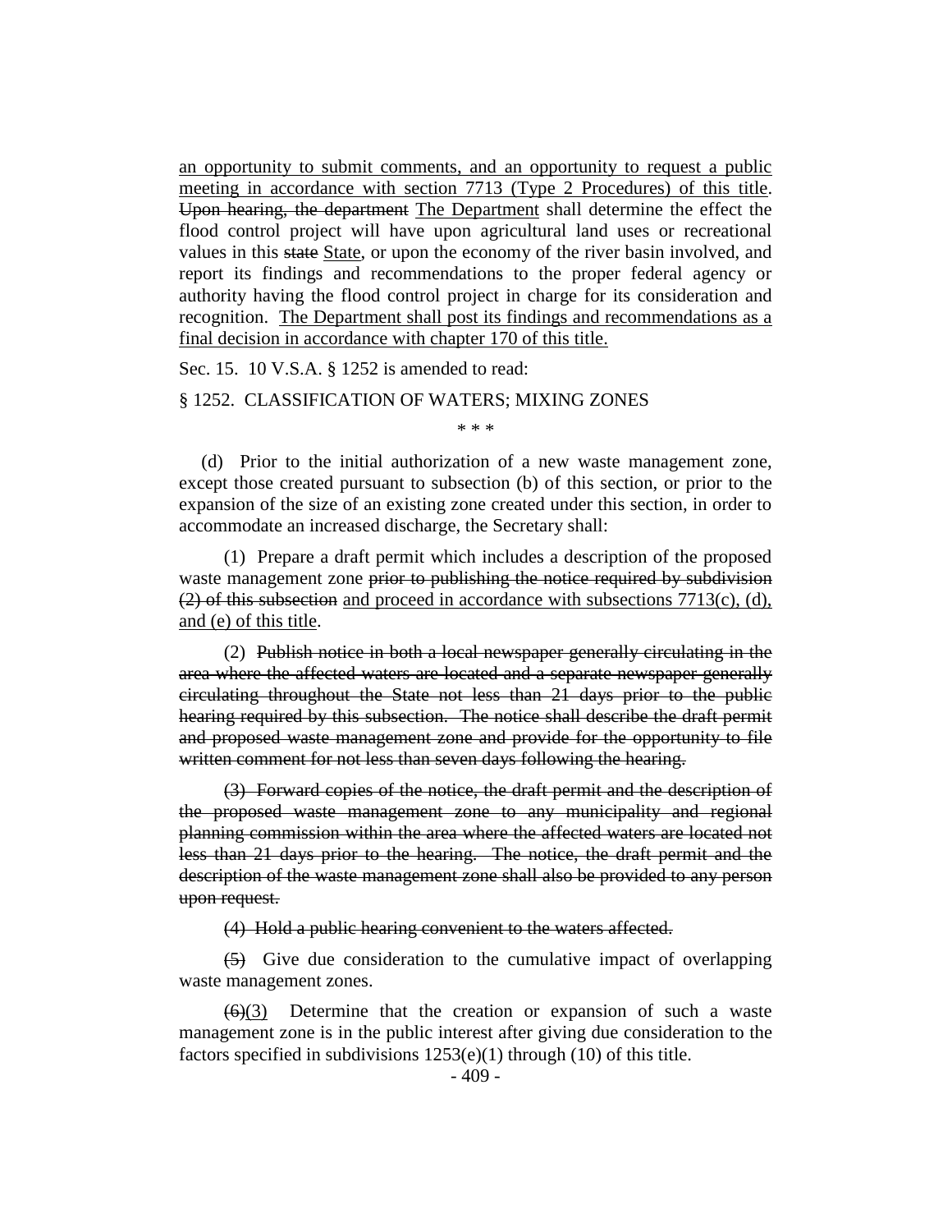an opportunity to submit comments, and an opportunity to request a public meeting in accordance with section 7713 (Type 2 Procedures) of this title. ~~Upon hearing, the department~~ The Department shall determine the effect the flood control project will have upon agricultural land uses or recreational values in this ~~state~~ State, or upon the economy of the river basin involved, and report its findings and recommendations to the proper federal agency or authority having the flood control project in charge for its consideration and recognition. The Department shall post its findings and recommendations as a final decision in accordance with chapter 170 of this title.

Sec. 15. 10 V.S.A. § 1252 is amended to read:

§ 1252. CLASSIFICATION OF WATERS; MIXING ZONES

\* \* \*

(d) Prior to the initial authorization of a new waste management zone, except those created pursuant to subsection (b) of this section, or prior to the expansion of the size of an existing zone created under this section, in order to accommodate an increased discharge, the Secretary shall:

(1) Prepare a draft permit which includes a description of the proposed waste management zone ~~prior to publishing the notice required by subdivision (2) of this subsection~~ and proceed in accordance with subsections 7713(c), (d), and (e) of this title.

(2) ~~Publish notice in both a local newspaper generally circulating in the area where the affected waters are located and a separate newspaper generally circulating throughout the State not less than 21 days prior to the public hearing required by this subsection. The notice shall describe the draft permit and proposed waste management zone and provide for the opportunity to file written comment for not less than seven days following the hearing.~~

~~(3) Forward copies of the notice, the draft permit and the description of the proposed waste management zone to any municipality and regional planning commission within the area where the affected waters are located not less than 21 days prior to the hearing. The notice, the draft permit and the description of the waste management zone shall also be provided to any person upon request.~~

~~(4) Hold a public hearing convenient to the waters affected.~~

~~(5)~~ Give due consideration to the cumulative impact of overlapping waste management zones.

~~(6)~~(3) Determine that the creation or expansion of such a waste management zone is in the public interest after giving due consideration to the factors specified in subdivisions 1253(e)(1) through (10) of this title.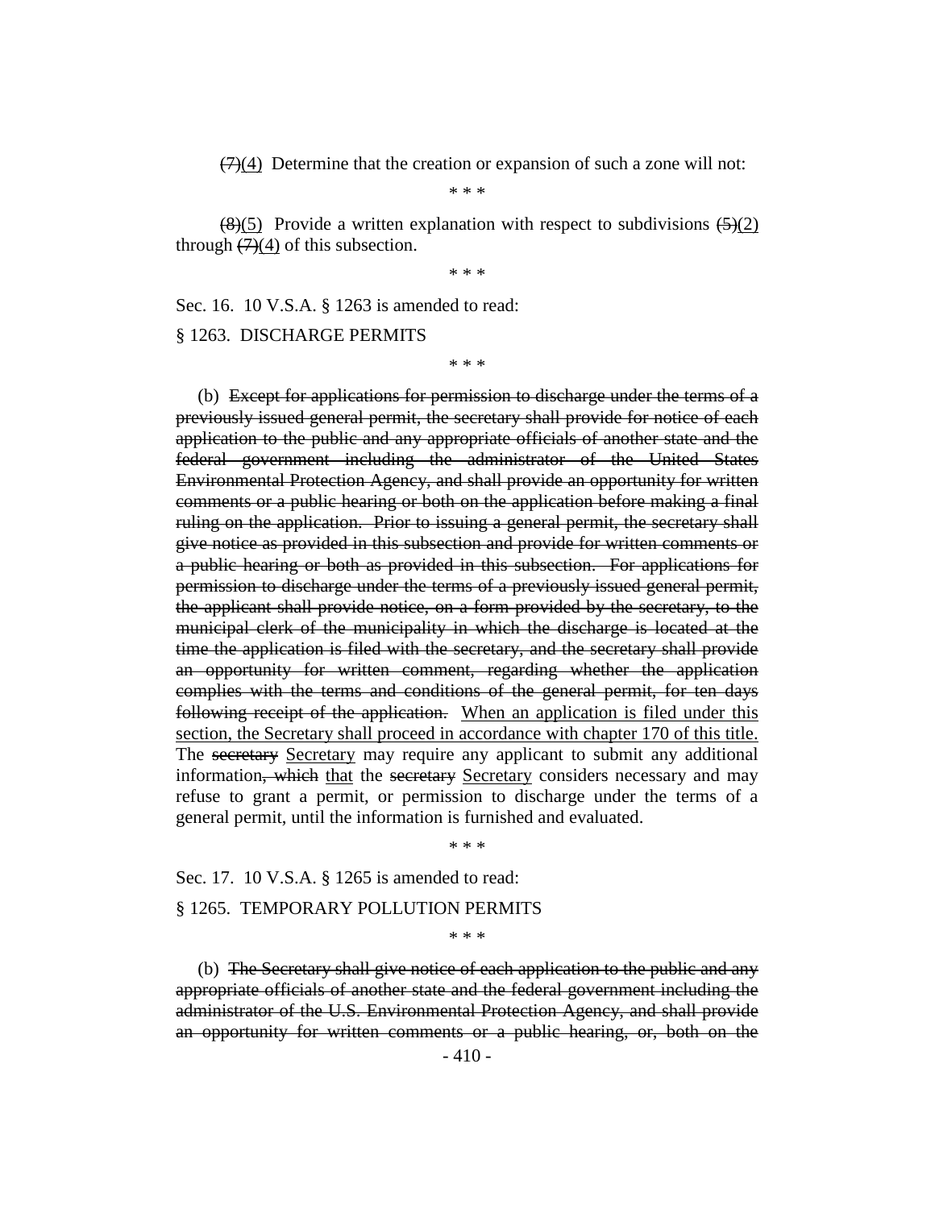~~(7)~~(4) Determine that the creation or expansion of such a zone will not:

\* \* \*

~~(8)~~(5) Provide a written explanation with respect to subdivisions ~~(5)~~(2) through ~~(7)~~(4) of this subsection.

\* \* \*

Sec. 16. 10 V.S.A. § 1263 is amended to read:

§ 1263. DISCHARGE PERMITS

\* \* \*

(b) ~~Except for applications for permission to discharge under the terms of a previously issued general permit, the secretary shall provide for notice of each application to the public and any appropriate officials of another state and the federal government including the administrator of the United States Environmental Protection Agency, and shall provide an opportunity for written comments or a public hearing or both on the application before making a final ruling on the application. Prior to issuing a general permit, the secretary shall give notice as provided in this subsection and provide for written comments or a public hearing or both as provided in this subsection. For applications for permission to discharge under the terms of a previously issued general permit, the applicant shall provide notice, on a form provided by the secretary, to the municipal clerk of the municipality in which the discharge is located at the time the application is filed with the secretary, and the secretary shall provide an opportunity for written comment, regarding whether the application complies with the terms and conditions of the general permit, for ten days following receipt of the application.~~ <u>When an application is filed under this section, the Secretary shall proceed in accordance with chapter 170 of this title.</u> The ~~secretary~~ <u>Secretary</u> may require any applicant to submit any additional information~~, which~~ <u>that</u> the ~~secretary~~ <u>Secretary</u> considers necessary and may refuse to grant a permit, or permission to discharge under the terms of a general permit, until the information is furnished and evaluated.

\* \* \*

Sec. 17. 10 V.S.A. § 1265 is amended to read:

§ 1265. TEMPORARY POLLUTION PERMITS

\* \* \*

(b) ~~The Secretary shall give notice of each application to the public and any appropriate officials of another state and the federal government including the administrator of the U.S. Environmental Protection Agency, and shall provide an opportunity for written comments or a public hearing, or, both on the~~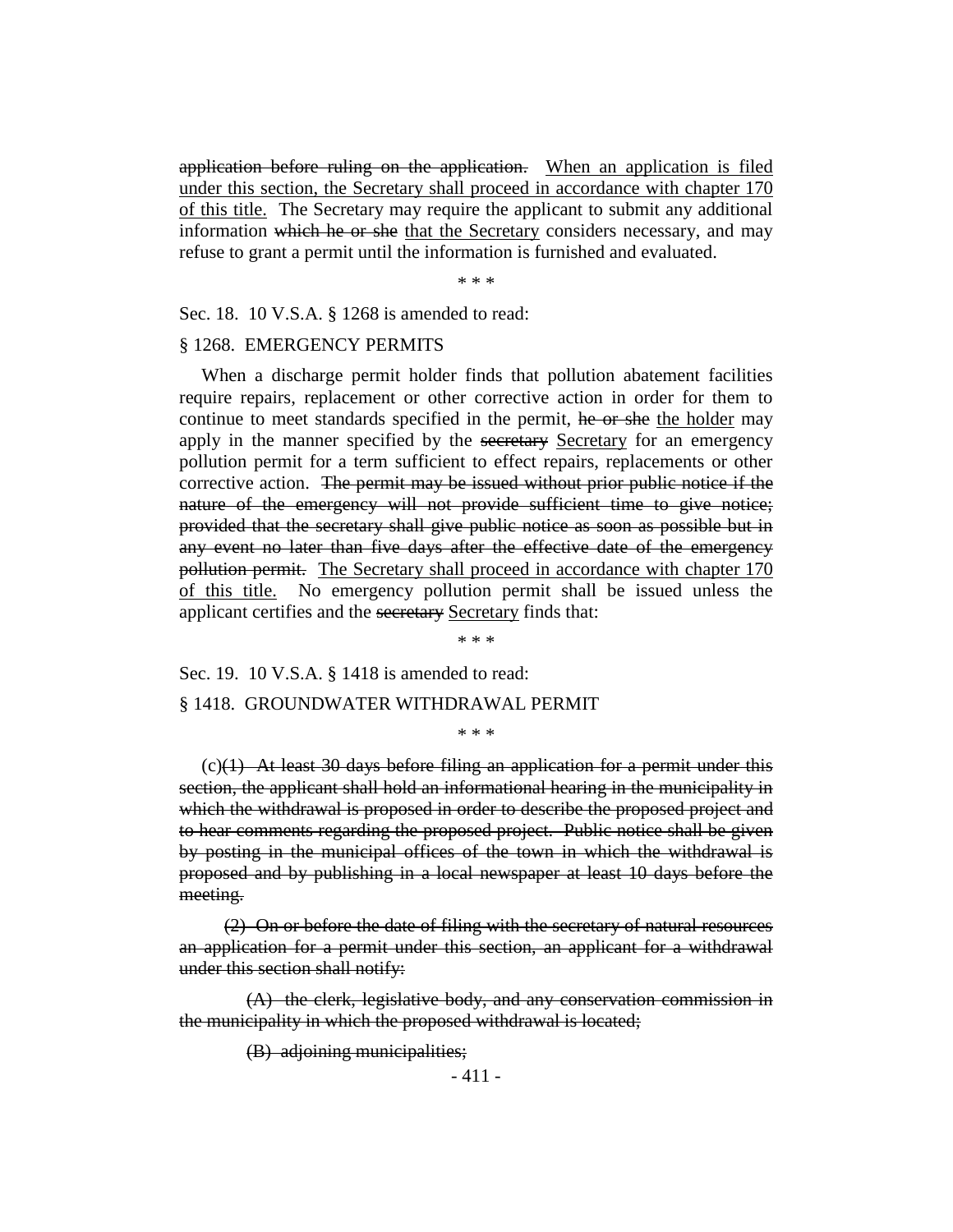~~application before ruling on the application.~~ <u>When an application is filed under this section, the Secretary shall proceed in accordance with chapter 170 of this title.</u> The Secretary may require the applicant to submit any additional information ~~which he or she~~ <u>that the Secretary</u> considers necessary, and may refuse to grant a permit until the information is furnished and evaluated.

\* \* \*

Sec. 18. 10 V.S.A. § 1268 is amended to read:

§ 1268. EMERGENCY PERMITS

When a discharge permit holder finds that pollution abatement facilities require repairs, replacement or other corrective action in order for them to continue to meet standards specified in the permit, ~~he or she~~ <u>the holder</u> may apply in the manner specified by the ~~secretary~~ <u>Secretary</u> for an emergency pollution permit for a term sufficient to effect repairs, replacements or other corrective action. ~~The permit may be issued without prior public notice if the nature of the emergency will not provide sufficient time to give notice; provided that the secretary shall give public notice as soon as possible but in any event no later than five days after the effective date of the emergency pollution permit.~~ <u>The Secretary shall proceed in accordance with chapter 170 of this title.</u> No emergency pollution permit shall be issued unless the applicant certifies and the ~~secretary~~ <u>Secretary</u> finds that:

\* \* \*

Sec. 19. 10 V.S.A. § 1418 is amended to read:

§ 1418. GROUNDWATER WITHDRAWAL PERMIT

\* \* \*

(c)~~(1) At least 30 days before filing an application for a permit under this section, the applicant shall hold an informational hearing in the municipality in which the withdrawal is proposed in order to describe the proposed project and to hear comments regarding the proposed project. Public notice shall be given by posting in the municipal offices of the town in which the withdrawal is proposed and by publishing in a local newspaper at least 10 days before the meeting.~~

~~(2) On or before the date of filing with the secretary of natural resources an application for a permit under this section, an applicant for a withdrawal under this section shall notify:~~

~~(A) the clerk, legislative body, and any conservation commission in the municipality in which the proposed withdrawal is located;~~

~~(B) adjoining municipalities;~~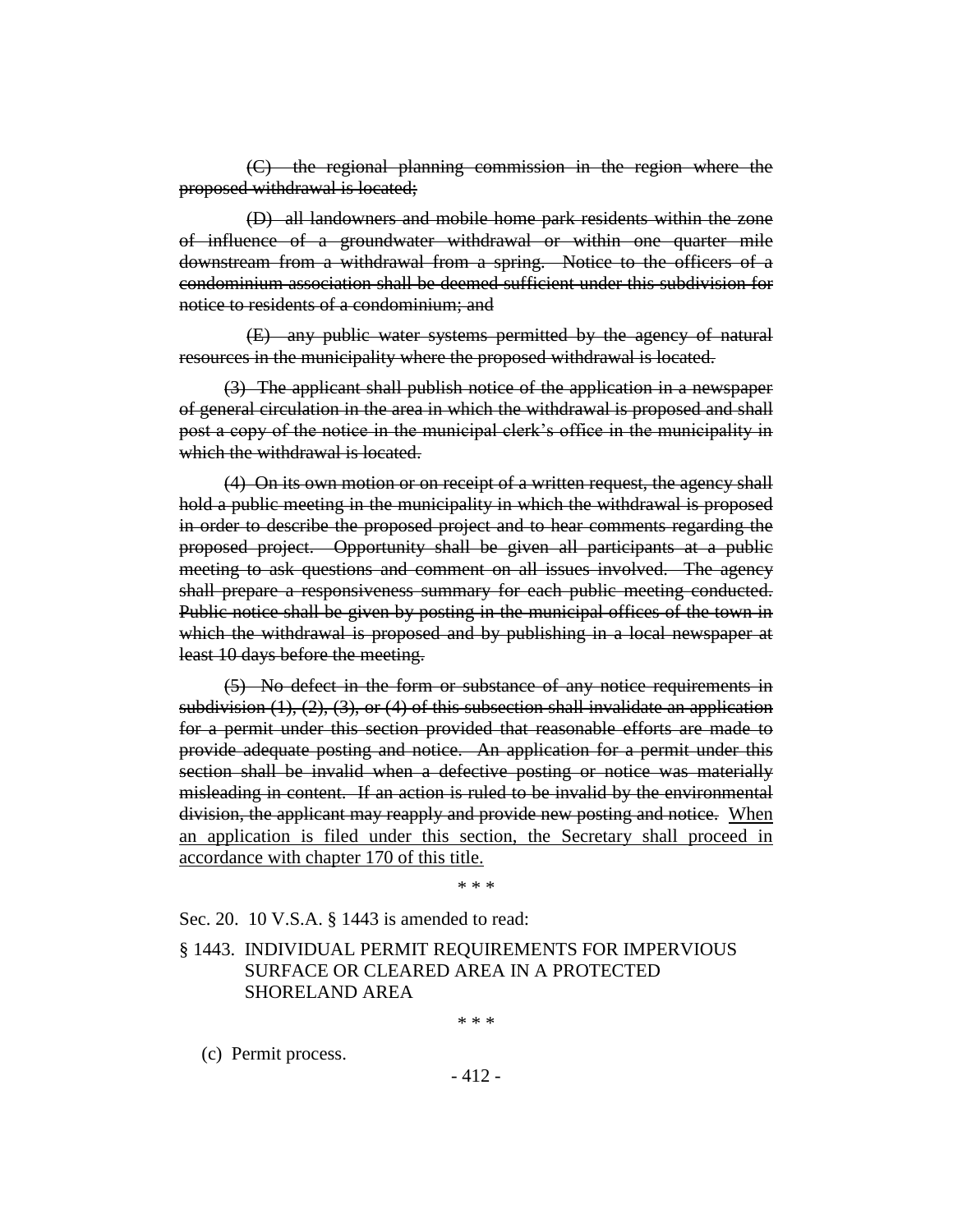~~(C) the regional planning commission in the region where the proposed withdrawal is located;~~

~~(D) all landowners and mobile home park residents within the zone of influence of a groundwater withdrawal or within one quarter mile downstream from a withdrawal from a spring. Notice to the officers of a condominium association shall be deemed sufficient under this subdivision for notice to residents of a condominium; and~~

~~(E) any public water systems permitted by the agency of natural resources in the municipality where the proposed withdrawal is located.~~

~~(3) The applicant shall publish notice of the application in a newspaper of general circulation in the area in which the withdrawal is proposed and shall post a copy of the notice in the municipal clerk's office in the municipality in which the withdrawal is located.~~

~~(4) On its own motion or on receipt of a written request, the agency shall hold a public meeting in the municipality in which the withdrawal is proposed in order to describe the proposed project and to hear comments regarding the proposed project. Opportunity shall be given all participants at a public meeting to ask questions and comment on all issues involved. The agency shall prepare a responsiveness summary for each public meeting conducted. Public notice shall be given by posting in the municipal offices of the town in which the withdrawal is proposed and by publishing in a local newspaper at least 10 days before the meeting.~~

~~(5) No defect in the form or substance of any notice requirements in subdivision (1), (2), (3), or (4) of this subsection shall invalidate an application for a permit under this section provided that reasonable efforts are made to provide adequate posting and notice. An application for a permit under this section shall be invalid when a defective posting or notice was materially misleading in content. If an action is ruled to be invalid by the environmental division, the applicant may reapply and provide new posting and notice.~~ <u>When an application is filed under this section, the Secretary shall proceed in accordance with chapter 170 of this title.</u>

\* \* \*

Sec. 20. 10 V.S.A. § 1443 is amended to read:

§ 1443. INDIVIDUAL PERMIT REQUIREMENTS FOR IMPERVIOUS SURFACE OR CLEARED AREA IN A PROTECTED SHORELAND AREA

\* \* \*

(c) Permit process.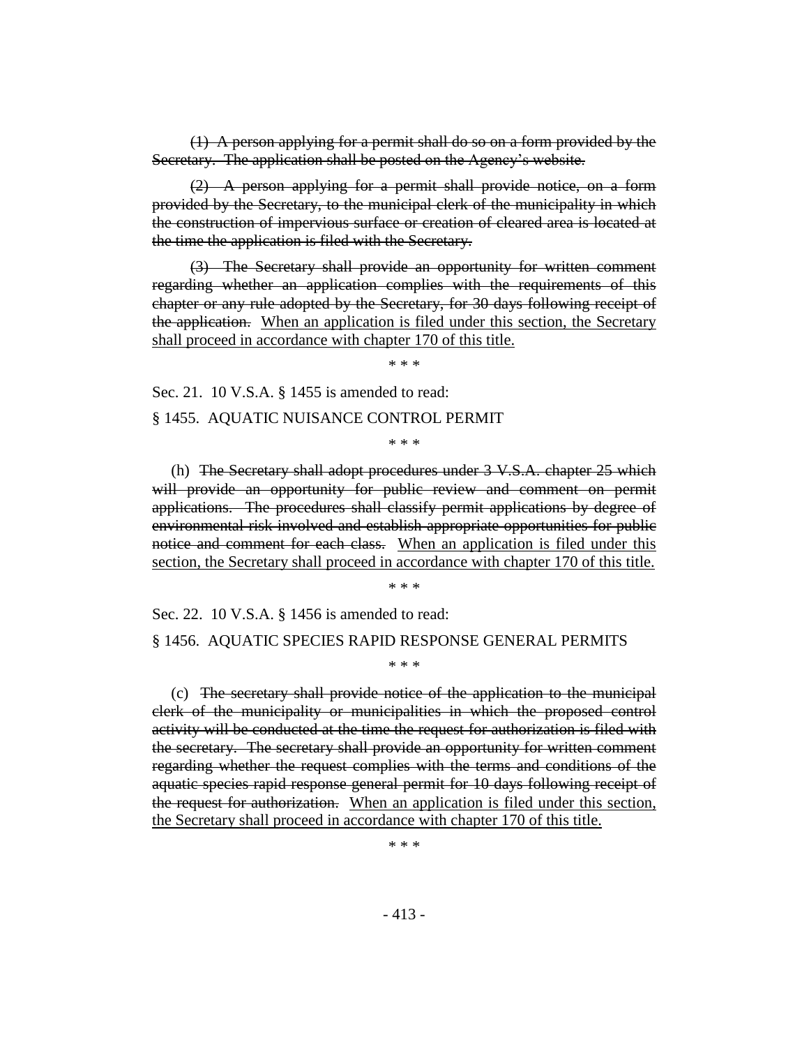~~(1) A person applying for a permit shall do so on a form provided by the Secretary. The application shall be posted on the Agency's website.~~

~~(2) A person applying for a permit shall provide notice, on a form provided by the Secretary, to the municipal clerk of the municipality in which the construction of impervious surface or creation of cleared area is located at the time the application is filed with the Secretary.~~

~~(3) The Secretary shall provide an opportunity for written comment regarding whether an application complies with the requirements of this chapter or any rule adopted by the Secretary, for 30 days following receipt of the application.~~ <u>When an application is filed under this section, the Secretary shall proceed in accordance with chapter 170 of this title.</u>

\* \* \*

Sec. 21. 10 V.S.A. § 1455 is amended to read:

§ 1455. AQUATIC NUISANCE CONTROL PERMIT

\* \* \*

(h) ~~The Secretary shall adopt procedures under 3 V.S.A. chapter 25 which will provide an opportunity for public review and comment on permit applications. The procedures shall classify permit applications by degree of environmental risk involved and establish appropriate opportunities for public notice and comment for each class.~~ <u>When an application is filed under this section, the Secretary shall proceed in accordance with chapter 170 of this title.</u>

\* \* \*

Sec. 22. 10 V.S.A. § 1456 is amended to read:

§ 1456. AQUATIC SPECIES RAPID RESPONSE GENERAL PERMITS

\* \* \*

(c) ~~The secretary shall provide notice of the application to the municipal clerk of the municipality or municipalities in which the proposed control activity will be conducted at the time the request for authorization is filed with the secretary. The secretary shall provide an opportunity for written comment regarding whether the request complies with the terms and conditions of the aquatic species rapid response general permit for 10 days following receipt of the request for authorization.~~ <u>When an application is filed under this section, the Secretary shall proceed in accordance with chapter 170 of this title.</u>

\* \* \*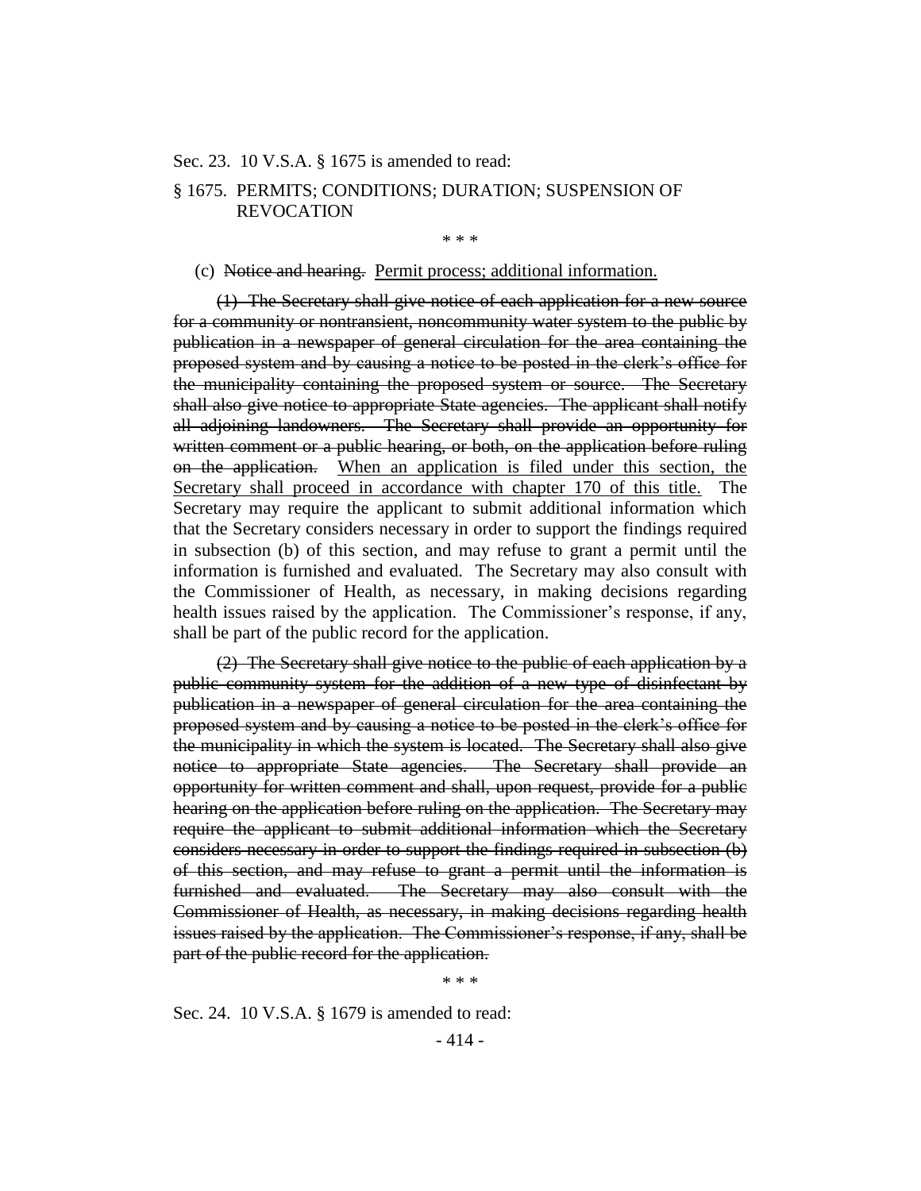Sec. 23. 10 V.S.A. § 1675 is amended to read:

§ 1675. PERMITS; CONDITIONS; DURATION; SUSPENSION OF REVOCATION

\* \* \*

(c) ~~Notice and hearing.~~ <u>Permit process; additional information.</u>

(1) ~~The Secretary shall give notice of each application for a new source for a community or nontransient, noncommunity water system to the public by publication in a newspaper of general circulation for the area containing the proposed system and by causing a notice to be posted in the clerk's office for the municipality containing the proposed system or source. The Secretary shall also give notice to appropriate State agencies. The applicant shall notify all adjoining landowners. The Secretary shall provide an opportunity for written comment or a public hearing, or both, on the application before ruling on the application.~~ <u>When an application is filed under this section, the Secretary shall proceed in accordance with chapter 170 of this title.</u> The Secretary may require the applicant to submit additional information ~~which~~ <u>that</u> the Secretary considers necessary in order to support the findings required in subsection (b) of this section, and may refuse to grant a permit until the information is furnished and evaluated. The Secretary may also consult with the Commissioner of Health, as necessary, in making decisions regarding health issues raised by the application. The Commissioner's response, if any, shall be part of the public record for the application.

~~(2) The Secretary shall give notice to the public of each application by a public community system for the addition of a new type of disinfectant by publication in a newspaper of general circulation for the area containing the proposed system and by causing a notice to be posted in the clerk's office for the municipality in which the system is located. The Secretary shall also give notice to appropriate State agencies. The Secretary shall provide an opportunity for written comment and shall, upon request, provide for a public hearing on the application before ruling on the application. The Secretary may require the applicant to submit additional information which the Secretary considers necessary in order to support the findings required in subsection (b) of this section, and may refuse to grant a permit until the information is furnished and evaluated. The Secretary may also consult with the Commissioner of Health, as necessary, in making decisions regarding health issues raised by the application. The Commissioner's response, if any, shall be part of the public record for the application.~~

\* \* \*

Sec. 24. 10 V.S.A. § 1679 is amended to read: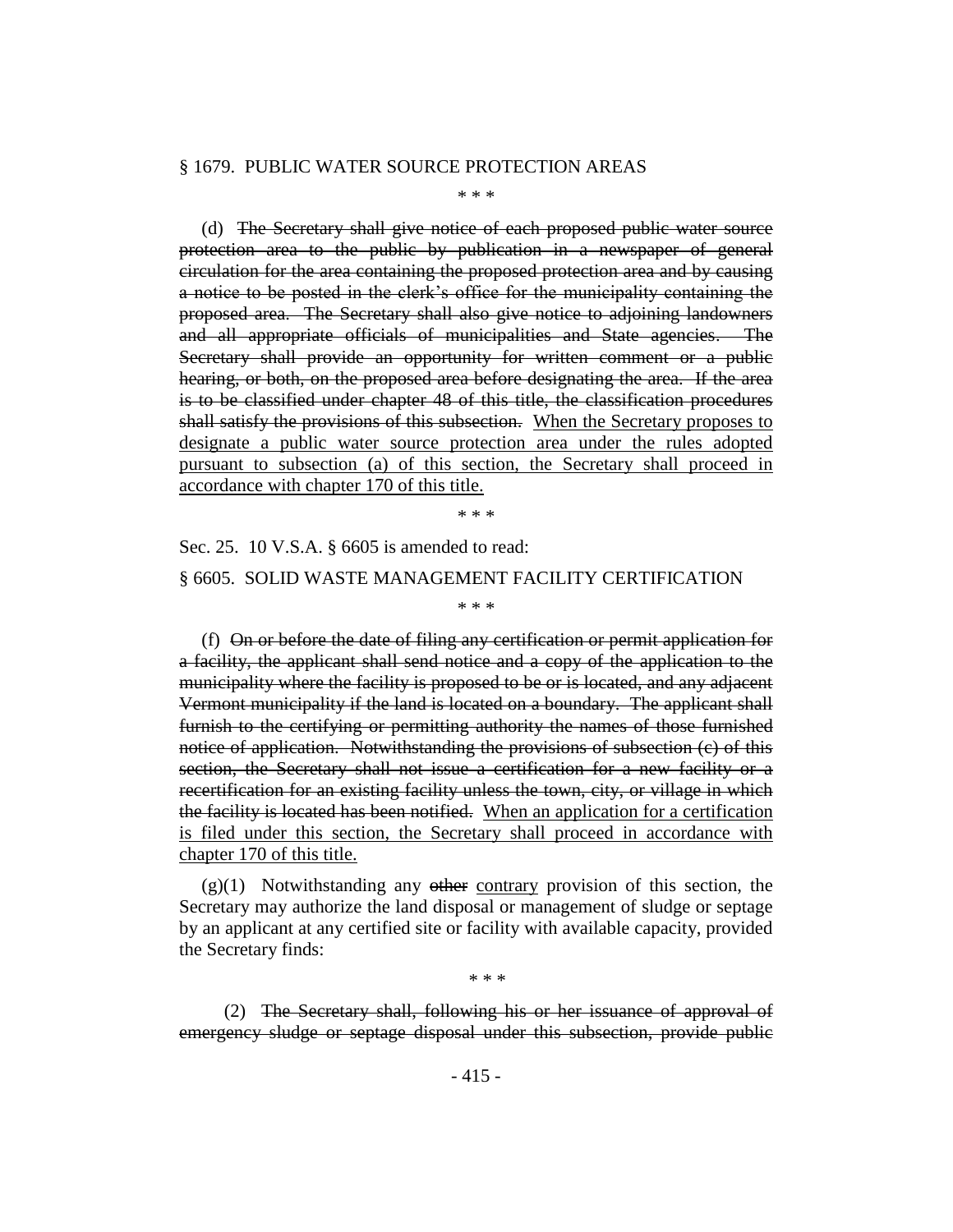§ 1679. PUBLIC WATER SOURCE PROTECTION AREAS

\* \* \*

(d) ~~The Secretary shall give notice of each proposed public water source protection area to the public by publication in a newspaper of general circulation for the area containing the proposed protection area and by causing a notice to be posted in the clerk's office for the municipality containing the proposed area. The Secretary shall also give notice to adjoining landowners and all appropriate officials of municipalities and State agencies. The Secretary shall provide an opportunity for written comment or a public hearing, or both, on the proposed area before designating the area. If the area is to be classified under chapter 48 of this title, the classification procedures shall satisfy the provisions of this subsection.~~ <u>When the Secretary proposes to designate a public water source protection area under the rules adopted pursuant to subsection (a) of this section, the Secretary shall proceed in accordance with chapter 170 of this title.</u>

\* \* \*

Sec. 25. 10 V.S.A. § 6605 is amended to read:

§ 6605. SOLID WASTE MANAGEMENT FACILITY CERTIFICATION

\* \* \*

(f) ~~On or before the date of filing any certification or permit application for a facility, the applicant shall send notice and a copy of the application to the municipality where the facility is proposed to be or is located, and any adjacent Vermont municipality if the land is located on a boundary. The applicant shall furnish to the certifying or permitting authority the names of those furnished notice of application. Notwithstanding the provisions of subsection (c) of this section, the Secretary shall not issue a certification for a new facility or a recertification for an existing facility unless the town, city, or village in which the facility is located has been notified.~~ <u>When an application for a certification is filed under this section, the Secretary shall proceed in accordance with chapter 170 of this title.</u>

(g)(1) Notwithstanding any ~~other~~ <u>contrary</u> provision of this section, the Secretary may authorize the land disposal or management of sludge or septage by an applicant at any certified site or facility with available capacity, provided the Secretary finds:

\* \* \*

(2) ~~The Secretary shall, following his or her issuance of approval of emergency sludge or septage disposal under this subsection, provide public~~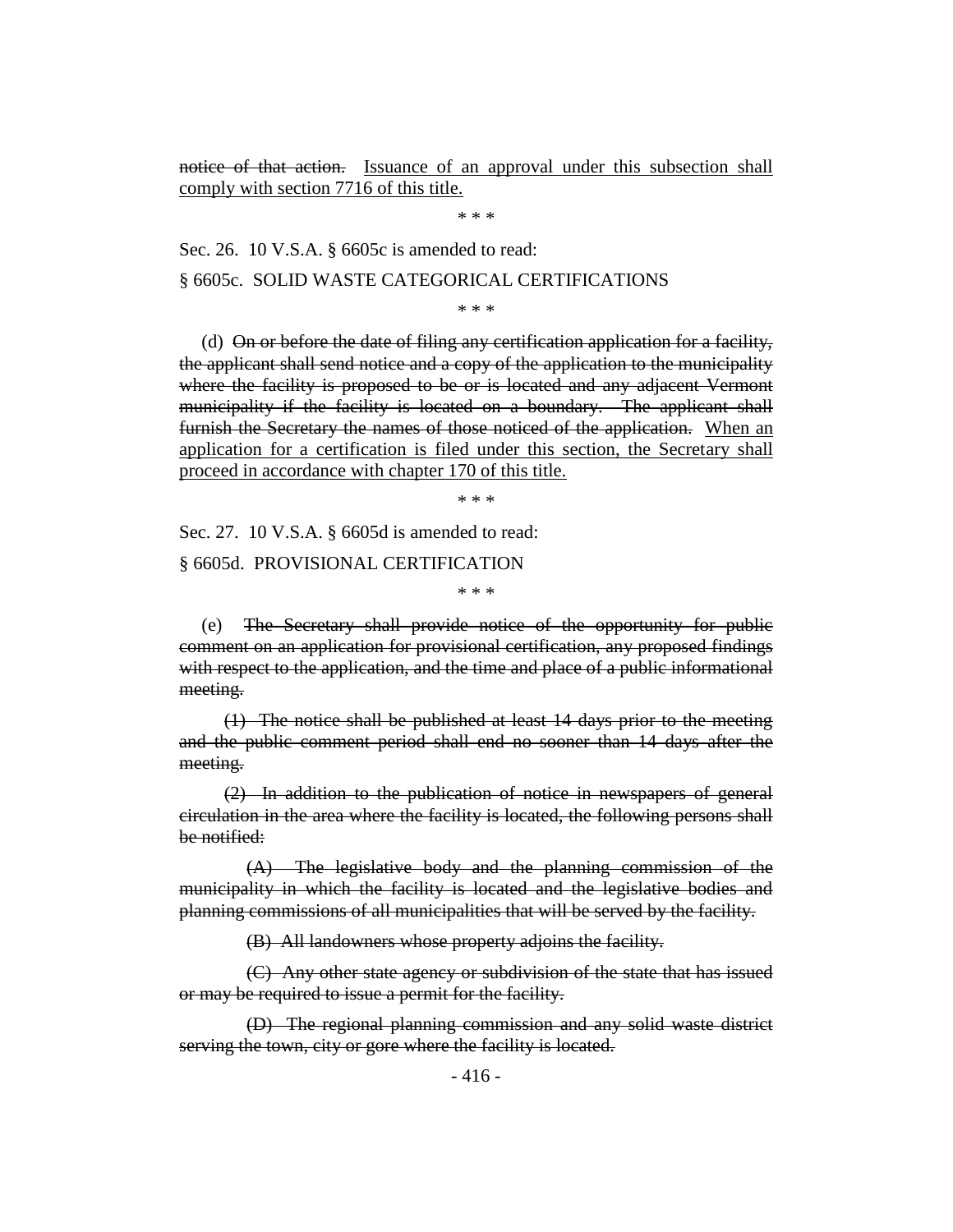~~notice of that action.~~ Issuance of an approval under this subsection shall comply with section 7716 of this title.

\* \* \*

Sec. 26. 10 V.S.A. § 6605c is amended to read:

§ 6605c. SOLID WASTE CATEGORICAL CERTIFICATIONS

\* \* \*

(d) ~~On or before the date of filing any certification application for a facility, the applicant shall send notice and a copy of the application to the municipality where the facility is proposed to be or is located and any adjacent Vermont municipality if the facility is located on a boundary. The applicant shall furnish the Secretary the names of those noticed of the application.~~ When an application for a certification is filed under this section, the Secretary shall proceed in accordance with chapter 170 of this title.

\* \* \*

Sec. 27. 10 V.S.A. § 6605d is amended to read:

§ 6605d. PROVISIONAL CERTIFICATION

\* \* \*

(e) ~~The Secretary shall provide notice of the opportunity for public comment on an application for provisional certification, any proposed findings with respect to the application, and the time and place of a public informational meeting.~~

~~(1) The notice shall be published at least 14 days prior to the meeting and the public comment period shall end no sooner than 14 days after the meeting.~~

~~(2) In addition to the publication of notice in newspapers of general circulation in the area where the facility is located, the following persons shall be notified:~~

~~(A) The legislative body and the planning commission of the municipality in which the facility is located and the legislative bodies and planning commissions of all municipalities that will be served by the facility.~~

~~(B) All landowners whose property adjoins the facility.~~

~~(C) Any other state agency or subdivision of the state that has issued or may be required to issue a permit for the facility.~~

~~(D) The regional planning commission and any solid waste district serving the town, city or gore where the facility is located.~~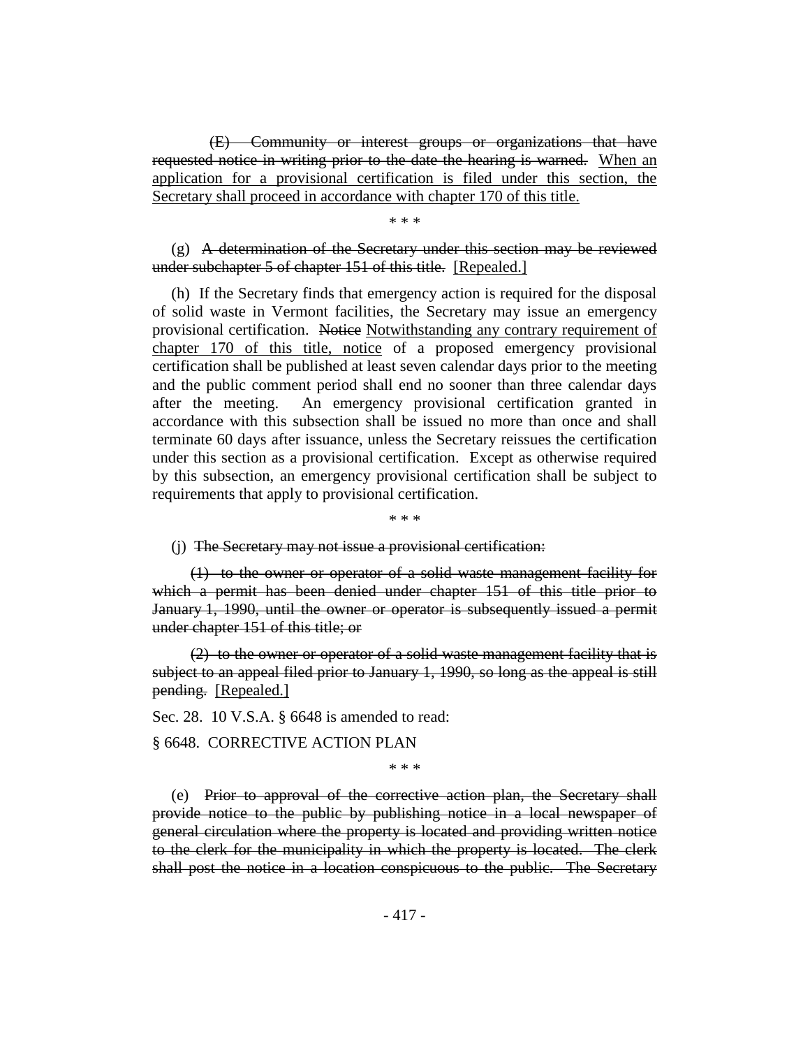(E) ~~Community or interest groups or organizations that have requested notice in writing prior to the date the hearing is warned.~~ When an application for a provisional certification is filed under this section, the Secretary shall proceed in accordance with chapter 170 of this title.

\* \* \*

(g) ~~A determination of the Secretary under this section may be reviewed under subchapter 5 of chapter 151 of this title.~~ [Repealed.]

(h) If the Secretary finds that emergency action is required for the disposal of solid waste in Vermont facilities, the Secretary may issue an emergency provisional certification. ~~Notice~~ Notwithstanding any contrary requirement of chapter 170 of this title, notice of a proposed emergency provisional certification shall be published at least seven calendar days prior to the meeting and the public comment period shall end no sooner than three calendar days after the meeting. An emergency provisional certification granted in accordance with this subsection shall be issued no more than once and shall terminate 60 days after issuance, unless the Secretary reissues the certification under this section as a provisional certification. Except as otherwise required by this subsection, an emergency provisional certification shall be subject to requirements that apply to provisional certification.

\* \* \*

(j) ~~The Secretary may not issue a provisional certification:~~

~~(1) to the owner or operator of a solid waste management facility for which a permit has been denied under chapter 151 of this title prior to January 1, 1990, until the owner or operator is subsequently issued a permit under chapter 151 of this title; or~~

~~(2) to the owner or operator of a solid waste management facility that is subject to an appeal filed prior to January 1, 1990, so long as the appeal is still pending.~~ [Repealed.]

Sec. 28. 10 V.S.A. § 6648 is amended to read:

§ 6648. CORRECTIVE ACTION PLAN

\* \* \*

(e) ~~Prior to approval of the corrective action plan, the Secretary shall provide notice to the public by publishing notice in a local newspaper of general circulation where the property is located and providing written notice to the clerk for the municipality in which the property is located. The clerk shall post the notice in a location conspicuous to the public. The Secretary~~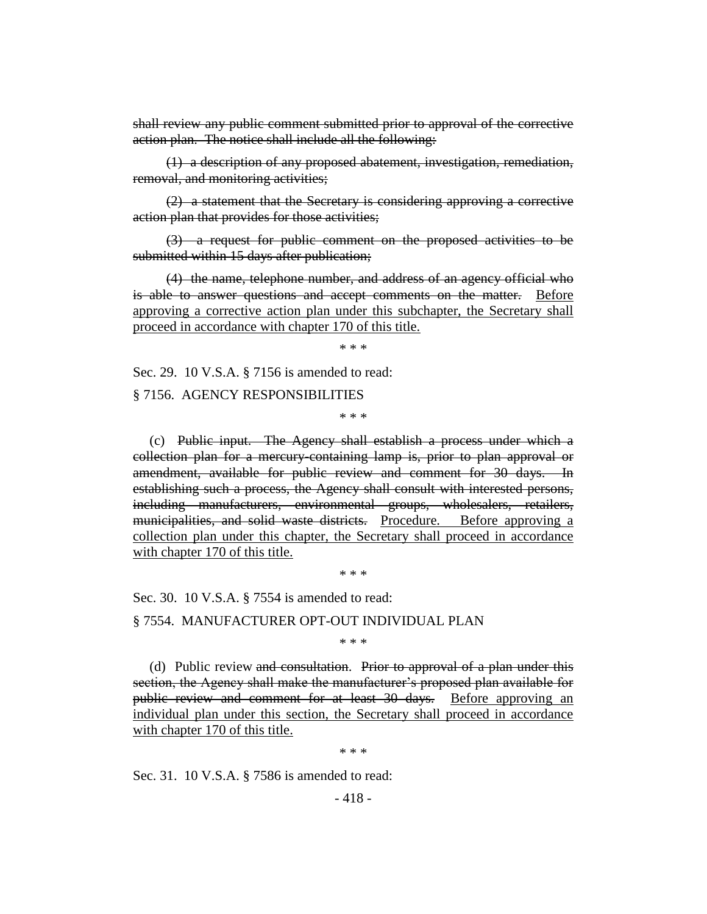~~shall review any public comment submitted prior to approval of the corrective action plan. The notice shall include all the following:~~

~~(1) a description of any proposed abatement, investigation, remediation, removal, and monitoring activities;~~

~~(2) a statement that the Secretary is considering approving a corrective action plan that provides for those activities;~~

~~(3) a request for public comment on the proposed activities to be submitted within 15 days after publication;~~

~~(4) the name, telephone number, and address of an agency official who is able to answer questions and accept comments on the matter.~~ <u>Before approving a corrective action plan under this subchapter, the Secretary shall proceed in accordance with chapter 170 of this title.</u>

\* \* \*

Sec. 29. 10 V.S.A. § 7156 is amended to read:

§ 7156. AGENCY RESPONSIBILITIES

\* \* \*

(c) ~~Public input. The Agency shall establish a process under which a collection plan for a mercury-containing lamp is, prior to plan approval or amendment, available for public review and comment for 30 days. In establishing such a process, the Agency shall consult with interested persons, including manufacturers, environmental groups, wholesalers, retailers, municipalities, and solid waste districts.~~ <u>Procedure. Before approving a collection plan under this chapter, the Secretary shall proceed in accordance with chapter 170 of this title.</u>

\* \* \*

Sec. 30. 10 V.S.A. § 7554 is amended to read:

§ 7554. MANUFACTURER OPT-OUT INDIVIDUAL PLAN

\* \* \*

(d) Public review ~~and consultation~~. ~~Prior to approval of a plan under this section, the Agency shall make the manufacturer's proposed plan available for public review and comment for at least 30 days.~~ <u>Before approving an individual plan under this section, the Secretary shall proceed in accordance with chapter 170 of this title.</u>

\* \* \*

Sec. 31. 10 V.S.A. § 7586 is amended to read: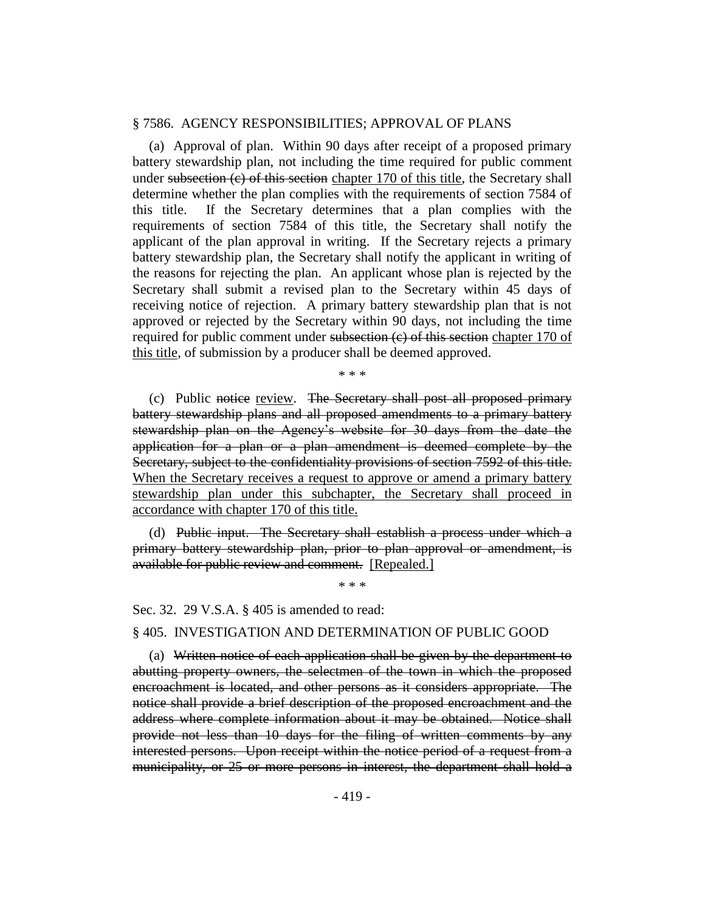§ 7586. AGENCY RESPONSIBILITIES; APPROVAL OF PLANS

(a) Approval of plan. Within 90 days after receipt of a proposed primary battery stewardship plan, not including the time required for public comment under ~~subsection (c) of this section~~ chapter 170 of this title, the Secretary shall determine whether the plan complies with the requirements of section 7584 of this title. If the Secretary determines that a plan complies with the requirements of section 7584 of this title, the Secretary shall notify the applicant of the plan approval in writing. If the Secretary rejects a primary battery stewardship plan, the Secretary shall notify the applicant in writing of the reasons for rejecting the plan. An applicant whose plan is rejected by the Secretary shall submit a revised plan to the Secretary within 45 days of receiving notice of rejection. A primary battery stewardship plan that is not approved or rejected by the Secretary within 90 days, not including the time required for public comment under ~~subsection (c) of this section~~ chapter 170 of this title, of submission by a producer shall be deemed approved.

\* \* \*

(c) Public ~~notice~~ review. ~~The Secretary shall post all proposed primary battery stewardship plans and all proposed amendments to a primary battery stewardship plan on the Agency's website for 30 days from the date the application for a plan or a plan amendment is deemed complete by the Secretary, subject to the confidentiality provisions of section 7592 of this title.~~ When the Secretary receives a request to approve or amend a primary battery stewardship plan under this subchapter, the Secretary shall proceed in accordance with chapter 170 of this title.

(d) ~~Public input. The Secretary shall establish a process under which a primary battery stewardship plan, prior to plan approval or amendment, is available for public review and comment.~~ [Repealed.]

\* \* \*

Sec. 32. 29 V.S.A. § 405 is amended to read:

§ 405. INVESTIGATION AND DETERMINATION OF PUBLIC GOOD

(a) ~~Written notice of each application shall be given by the department to abutting property owners, the selectmen of the town in which the proposed encroachment is located, and other persons as it considers appropriate. The notice shall provide a brief description of the proposed encroachment and the address where complete information about it may be obtained. Notice shall provide not less than 10 days for the filing of written comments by any interested persons. Upon receipt within the notice period of a request from a municipality, or 25 or more persons in interest, the department shall hold a~~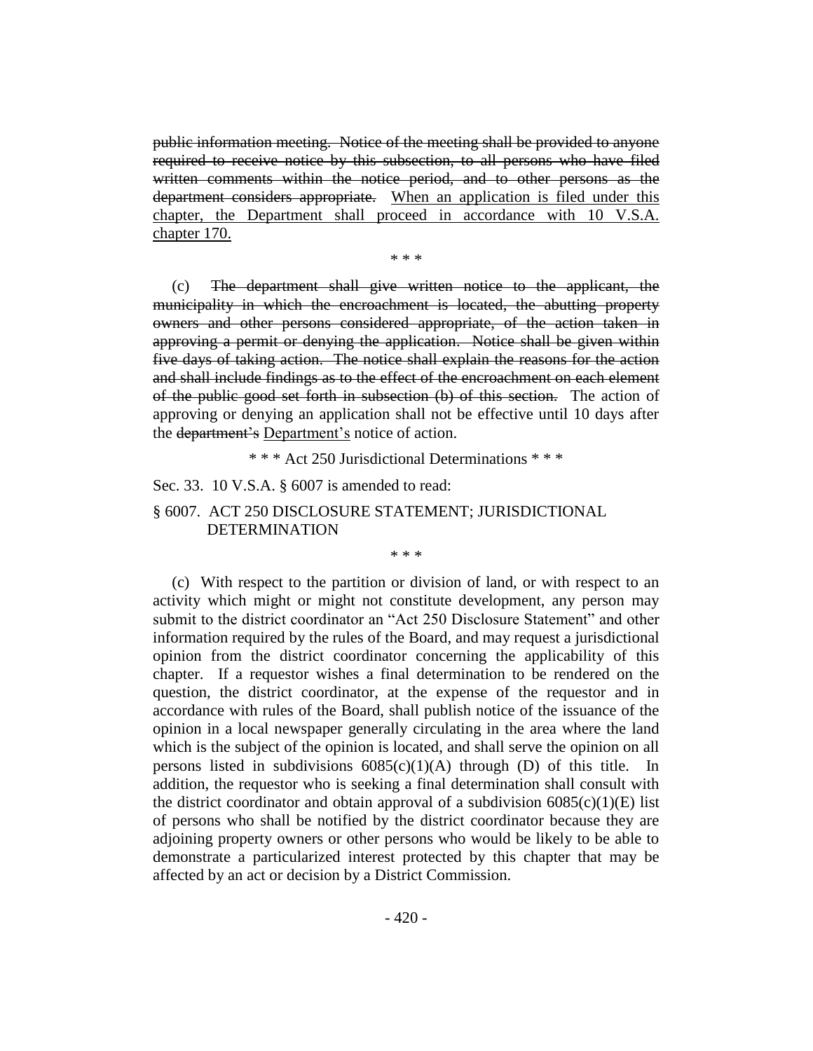~~public information meeting. Notice of the meeting shall be provided to anyone required to receive notice by this subsection, to all persons who have filed written comments within the notice period, and to other persons as the department considers appropriate.~~ <u>When an application is filed under this chapter, the Department shall proceed in accordance with 10 V.S.A. chapter 170.</u>

\* \* \*

(c) ~~The department shall give written notice to the applicant, the municipality in which the encroachment is located, the abutting property owners and other persons considered appropriate, of the action taken in approving a permit or denying the application. Notice shall be given within five days of taking action. The notice shall explain the reasons for the action and shall include findings as to the effect of the encroachment on each element of the public good set forth in subsection (b) of this section.~~ The action of approving or denying an application shall not be effective until 10 days after the ~~department's~~ <u>Department's</u> notice of action.

\* \* \* Act 250 Jurisdictional Determinations \* \* \*

Sec. 33. 10 V.S.A. § 6007 is amended to read:

§ 6007. ACT 250 DISCLOSURE STATEMENT; JURISDICTIONAL DETERMINATION

\* \* \*

(c) With respect to the partition or division of land, or with respect to an activity which might or might not constitute development, any person may submit to the district coordinator an "Act 250 Disclosure Statement" and other information required by the rules of the Board, and may request a jurisdictional opinion from the district coordinator concerning the applicability of this chapter. If a requestor wishes a final determination to be rendered on the question, the district coordinator, at the expense of the requestor and in accordance with rules of the Board, shall publish notice of the issuance of the opinion in a local newspaper generally circulating in the area where the land which is the subject of the opinion is located, and shall serve the opinion on all persons listed in subdivisions 6085(c)(1)(A) through (D) of this title. In addition, the requestor who is seeking a final determination shall consult with the district coordinator and obtain approval of a subdivision 6085(c)(1)(E) list of persons who shall be notified by the district coordinator because they are adjoining property owners or other persons who would be likely to be able to demonstrate a particularized interest protected by this chapter that may be affected by an act or decision by a District Commission.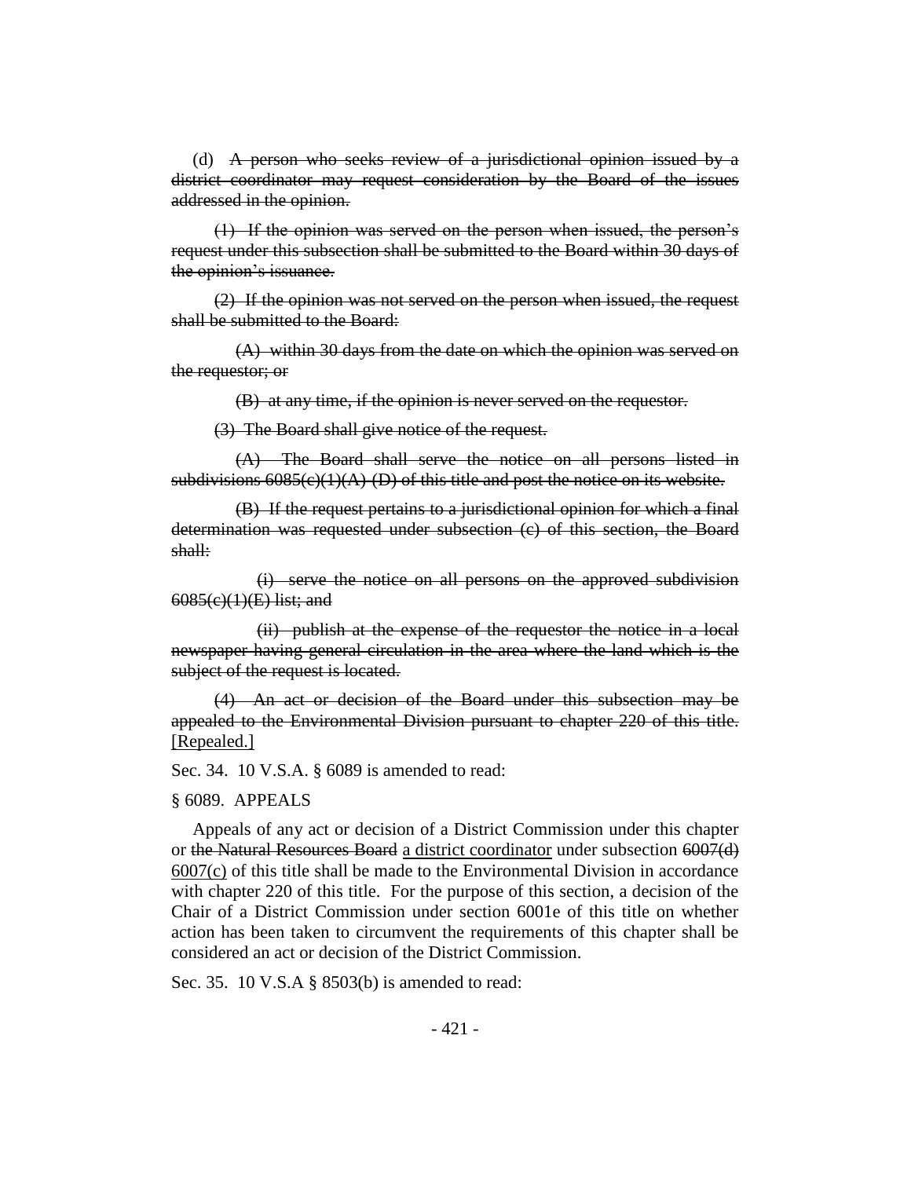(d) ~~A person who seeks review of a jurisdictional opinion issued by a district coordinator may request consideration by the Board of the issues addressed in the opinion.~~

~~(1) If the opinion was served on the person when issued, the person's request under this subsection shall be submitted to the Board within 30 days of the opinion's issuance.~~

~~(2) If the opinion was not served on the person when issued, the request shall be submitted to the Board:~~

~~(A) within 30 days from the date on which the opinion was served on the requestor; or~~

~~(B) at any time, if the opinion is never served on the requestor.~~

~~(3) The Board shall give notice of the request.~~

~~(A) The Board shall serve the notice on all persons listed in subdivisions 6085(c)(1)(A)-(D) of this title and post the notice on its website.~~

~~(B) If the request pertains to a jurisdictional opinion for which a final determination was requested under subsection (c) of this section, the Board shall:~~

~~(i) serve the notice on all persons on the approved subdivision 6085(c)(1)(E) list; and~~

~~(ii) publish at the expense of the requestor the notice in a local newspaper having general circulation in the area where the land which is the subject of the request is located.~~

~~(4) An act or decision of the Board under this subsection may be appealed to the Environmental Division pursuant to chapter 220 of this title.~~ <u>[Repealed.]</u>

Sec. 34. 10 V.S.A. § 6089 is amended to read:

§ 6089. APPEALS

Appeals of any act or decision of a District Commission under this chapter or ~~the Natural Resources Board~~ <u>a district coordinator</u> under subsection ~~6007(d)~~ <u>6007(c)</u> of this title shall be made to the Environmental Division in accordance with chapter 220 of this title. For the purpose of this section, a decision of the Chair of a District Commission under section 6001e of this title on whether action has been taken to circumvent the requirements of this chapter shall be considered an act or decision of the District Commission.

Sec. 35. 10 V.S.A § 8503(b) is amended to read: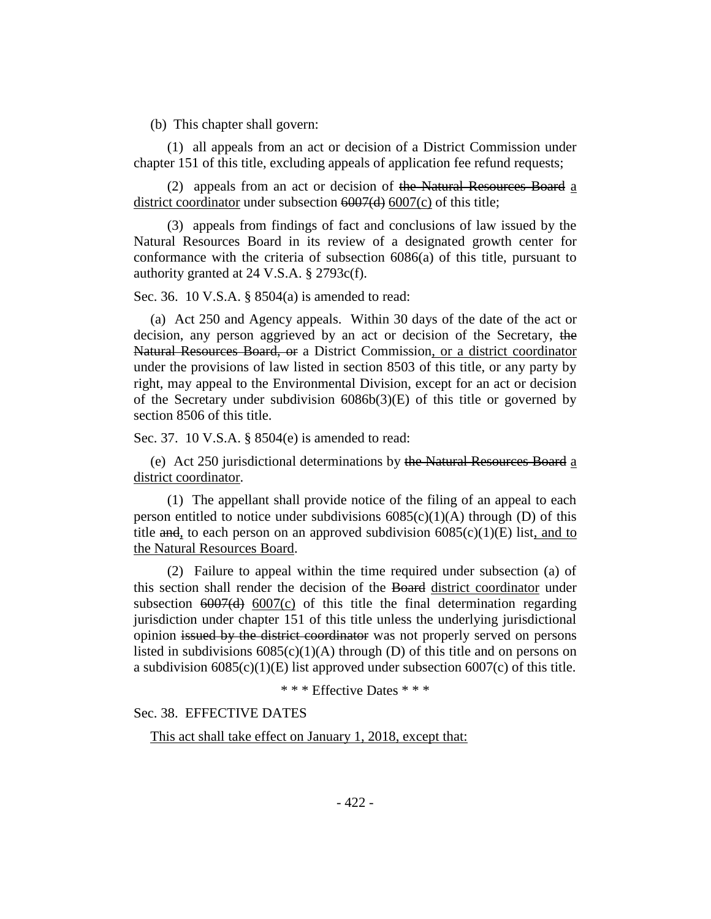(b) This chapter shall govern:

(1) all appeals from an act or decision of a District Commission under chapter 151 of this title, excluding appeals of application fee refund requests;

(2) appeals from an act or decision of ~~the Natural Resources Board~~ <u>a district coordinator</u> under subsection ~~6007(d)~~ <u>6007(c)</u> of this title;

(3) appeals from findings of fact and conclusions of law issued by the Natural Resources Board in its review of a designated growth center for conformance with the criteria of subsection 6086(a) of this title, pursuant to authority granted at 24 V.S.A. § 2793c(f).

Sec. 36. 10 V.S.A. § 8504(a) is amended to read:

(a) Act 250 and Agency appeals. Within 30 days of the date of the act or decision, any person aggrieved by an act or decision of the Secretary, ~~the Natural Resources Board, or~~ a District Commission<u>, or a district coordinator</u> under the provisions of law listed in section 8503 of this title, or any party by right, may appeal to the Environmental Division, except for an act or decision of the Secretary under subdivision 6086b(3)(E) of this title or governed by section 8506 of this title.

Sec. 37. 10 V.S.A. § 8504(e) is amended to read:

(e) Act 250 jurisdictional determinations by ~~the Natural Resources Board~~ <u>a district coordinator</u>.

(1) The appellant shall provide notice of the filing of an appeal to each person entitled to notice under subdivisions 6085(c)(1)(A) through (D) of this title ~~and~~<u>,</u> to each person on an approved subdivision 6085(c)(1)(E) list<u>, and to the Natural Resources Board</u>.

(2) Failure to appeal within the time required under subsection (a) of this section shall render the decision of the ~~Board~~ <u>district coordinator</u> under subsection ~~6007(d)~~ <u>6007(c)</u> of this title the final determination regarding jurisdiction under chapter 151 of this title unless the underlying jurisdictional opinion ~~issued by the district coordinator~~ was not properly served on persons listed in subdivisions 6085(c)(1)(A) through (D) of this title and on persons on a subdivision 6085(c)(1)(E) list approved under subsection 6007(c) of this title.

\* \* \* Effective Dates \* \* \*

Sec. 38. EFFECTIVE DATES

<u>This act shall take effect on January 1, 2018, except that:</u>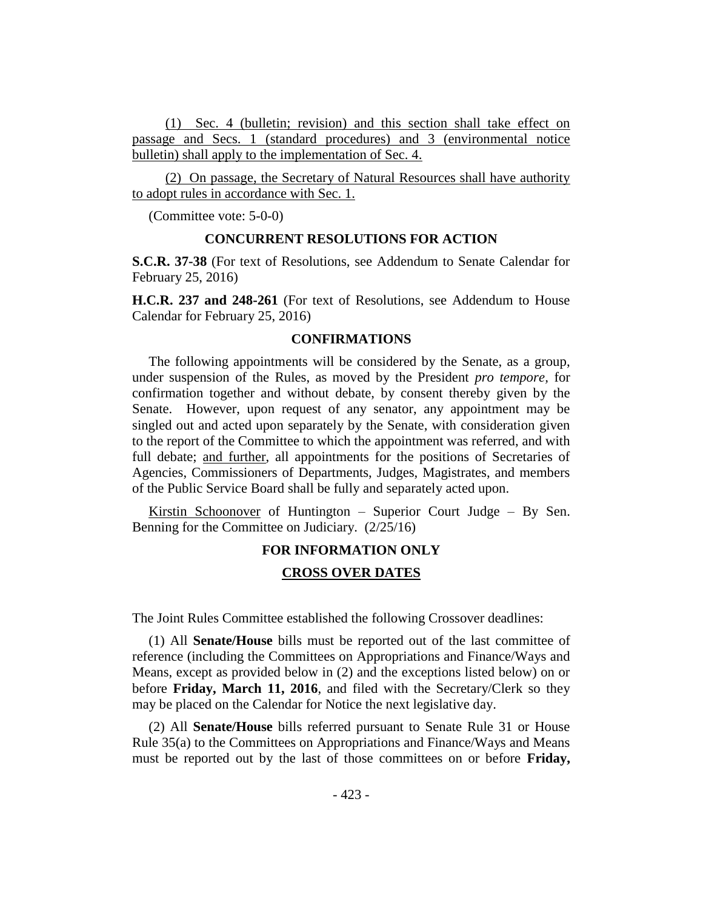(1) Sec. 4 (bulletin; revision) and this section shall take effect on passage and Secs. 1 (standard procedures) and 3 (environmental notice bulletin) shall apply to the implementation of Sec. 4.

(2) On passage, the Secretary of Natural Resources shall have authority to adopt rules in accordance with Sec. 1.

(Committee vote: 5-0-0)

## CONCURRENT RESOLUTIONS FOR ACTION

**S.C.R. 37-38** (For text of Resolutions, see Addendum to Senate Calendar for February 25, 2016)

**H.C.R. 237 and 248-261** (For text of Resolutions, see Addendum to House Calendar for February 25, 2016)

## CONFIRMATIONS

The following appointments will be considered by the Senate, as a group, under suspension of the Rules, as moved by the President *pro tempore*, for confirmation together and without debate, by consent thereby given by the Senate. However, upon request of any senator, any appointment may be singled out and acted upon separately by the Senate, with consideration given to the report of the Committee to which the appointment was referred, and with full debate; and further, all appointments for the positions of Secretaries of Agencies, Commissioners of Departments, Judges, Magistrates, and members of the Public Service Board shall be fully and separately acted upon.

Kirstin Schoonover of Huntington – Superior Court Judge – By Sen. Benning for the Committee on Judiciary. (2/25/16)

## FOR INFORMATION ONLY

## CROSS OVER DATES

The Joint Rules Committee established the following Crossover deadlines:

(1) All **Senate/House** bills must be reported out of the last committee of reference (including the Committees on Appropriations and Finance/Ways and Means, except as provided below in (2) and the exceptions listed below) on or before **Friday, March 11, 2016**, and filed with the Secretary/Clerk so they may be placed on the Calendar for Notice the next legislative day.

(2) All **Senate/House** bills referred pursuant to Senate Rule 31 or House Rule 35(a) to the Committees on Appropriations and Finance/Ways and Means must be reported out by the last of those committees on or before **Friday,**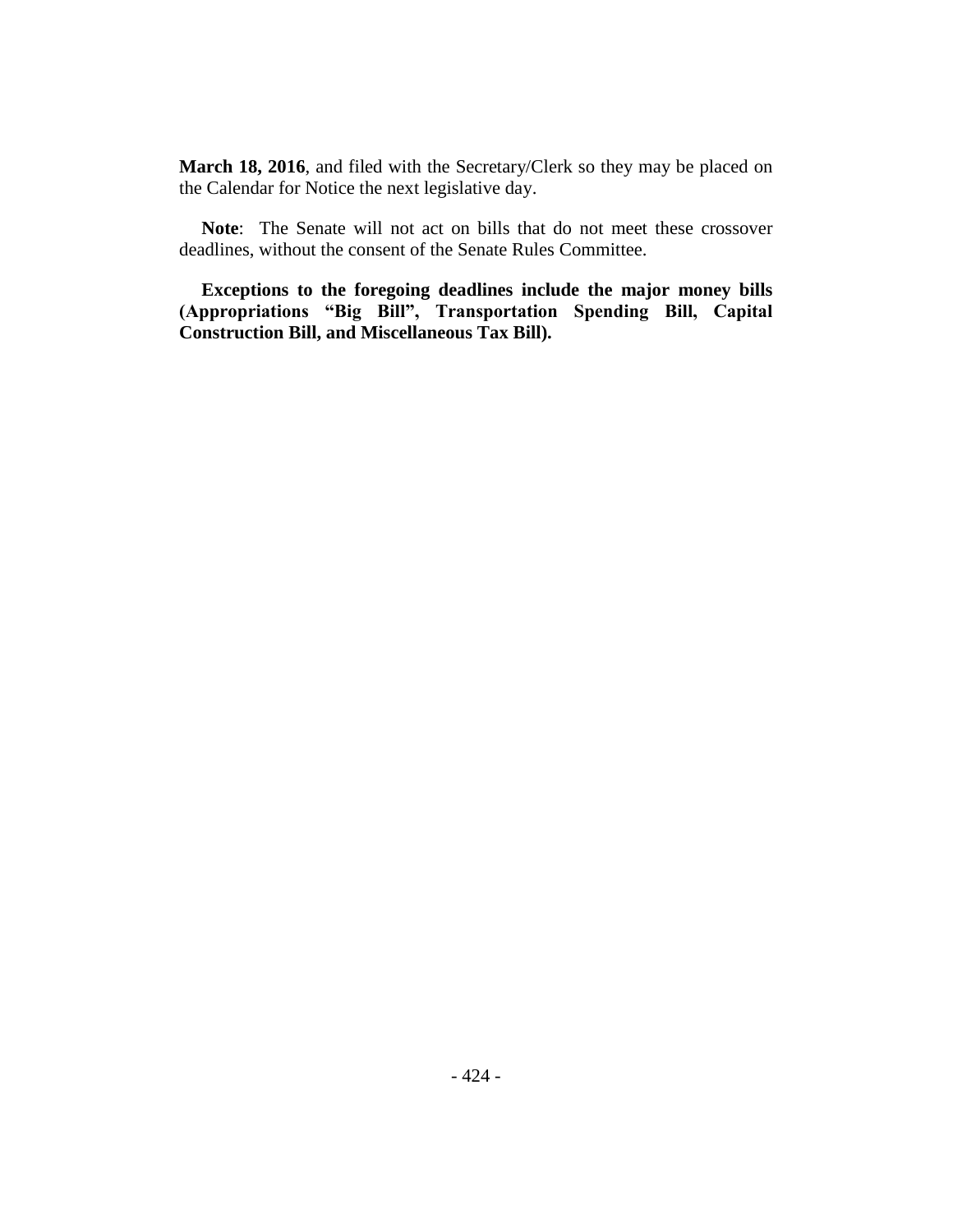**March 18, 2016**, and filed with the Secretary/Clerk so they may be placed on the Calendar for Notice the next legislative day.

**Note**: The Senate will not act on bills that do not meet these crossover deadlines, without the consent of the Senate Rules Committee.

**Exceptions to the foregoing deadlines include the major money bills (Appropriations "Big Bill", Transportation Spending Bill, Capital Construction Bill, and Miscellaneous Tax Bill).**